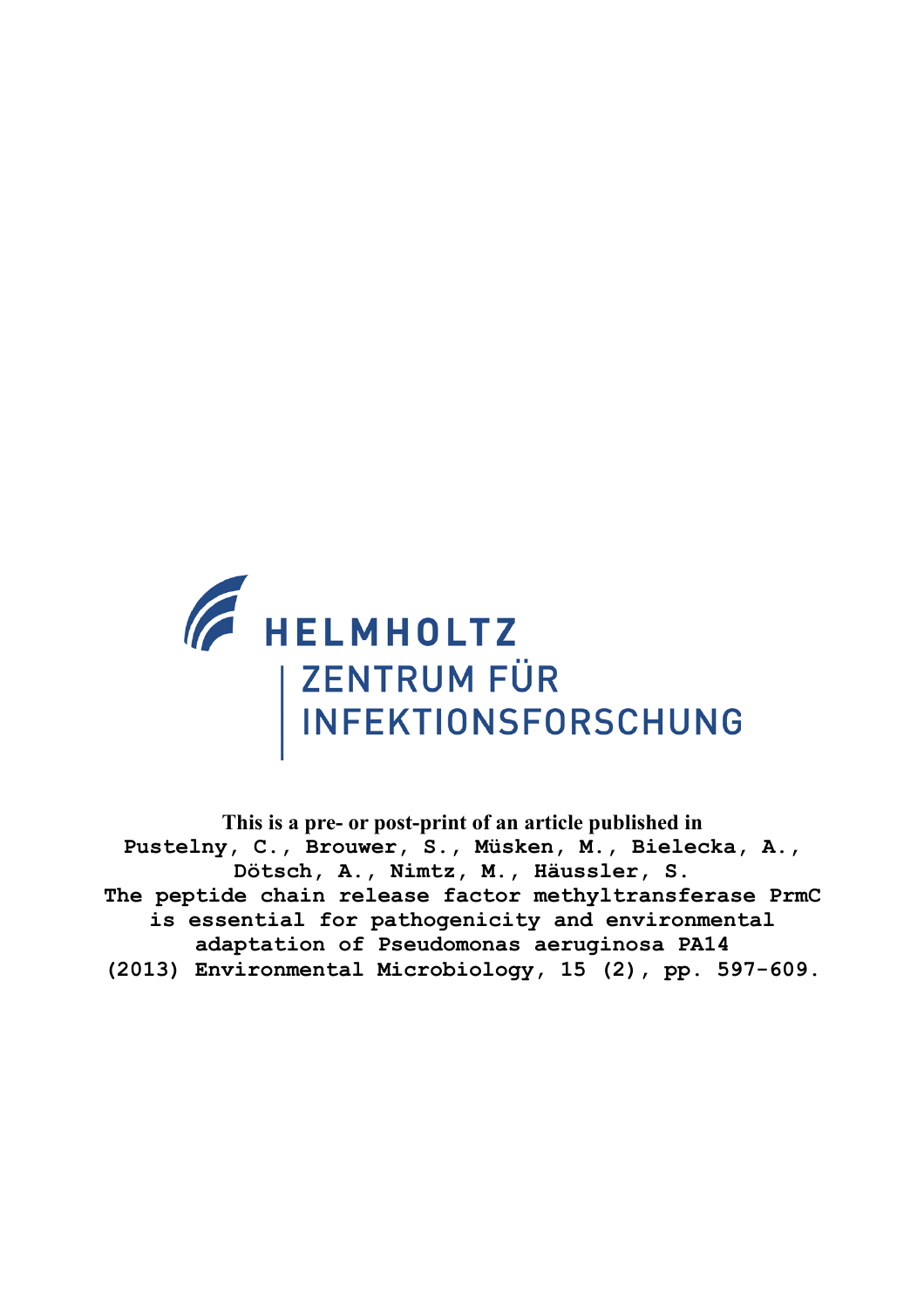HELMHOLTZ
ZENTRUM FÜR
INFEKTIONSFORSCHUNG

**This is a pre- or post-print of an article published in**
Pustelny, C., Brouwer, S., Müsken, M., Bielecka, A., Dötsch, A., Nimtz, M., Häussler, S.
The peptide chain release factor methyltransferase PrmC is essential for pathogenicity and environmental adaptation of Pseudomonas aeruginosa PA14
(2013) Environmental Microbiology, 15 (2), pp. 597-609.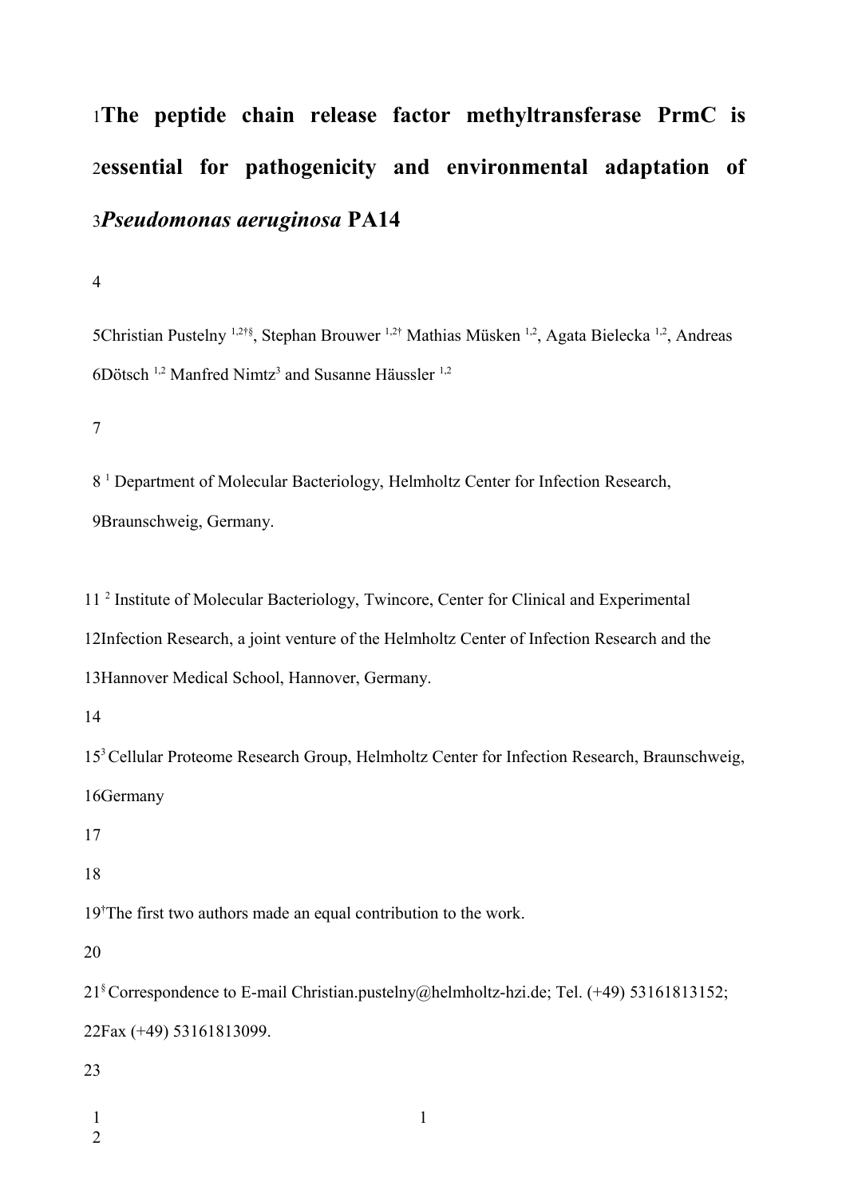# The peptide chain release factor methyltransferase PrmC is essential for pathogenicity and environmental adaptation of *Pseudomonas aeruginosa* PA14

Christian Pustelny [1,2†§], Stephan Brouwer [1,2†] Mathias Müsken [1,2], Agata Bielecka [1,2], Andreas Dötsch [1,2] Manfred Nimtz[3] and Susanne Häussler [1,2]

[1] Department of Molecular Bacteriology, Helmholtz Center for Infection Research, Braunschweig, Germany.

[2] Institute of Molecular Bacteriology, Twincore, Center for Clinical and Experimental Infection Research, a joint venture of the Helmholtz Center of Infection Research and the Hannover Medical School, Hannover, Germany.

[3] Cellular Proteome Research Group, Helmholtz Center for Infection Research, Braunschweig, Germany

[†]The first two authors made an equal contribution to the work.

[§] Correspondence to E-mail Christian.pustelny@helmholtz-hzi.de; Tel. (+49) 53161813152; Fax (+49) 53161813099.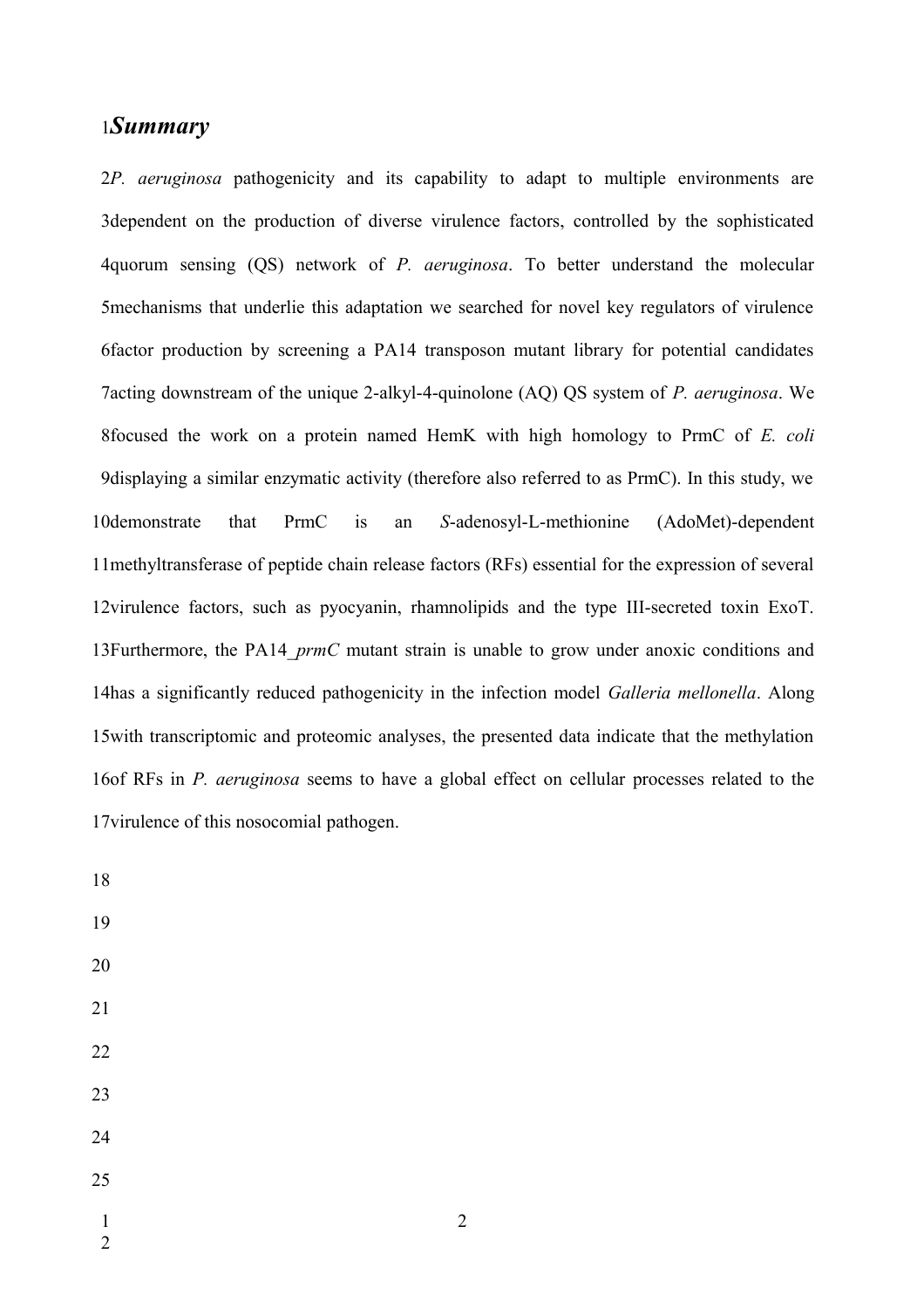## *Summary*

*P. aeruginosa* pathogenicity and its capability to adapt to multiple environments are dependent on the production of diverse virulence factors, controlled by the sophisticated quorum sensing (QS) network of *P. aeruginosa*. To better understand the molecular mechanisms that underlie this adaptation we searched for novel key regulators of virulence factor production by screening a PA14 transposon mutant library for potential candidates acting downstream of the unique 2-alkyl-4-quinolone (AQ) QS system of *P. aeruginosa*. We focused the work on a protein named HemK with high homology to PrmC of *E. coli* displaying a similar enzymatic activity (therefore also referred to as PrmC). In this study, we demonstrate that PrmC is an *S*-adenosyl-L-methionine (AdoMet)-dependent methyltransferase of peptide chain release factors (RFs) essential for the expression of several virulence factors, such as pyocyanin, rhamnolipids and the type III-secreted toxin ExoT. Furthermore, the PA14_*prmC* mutant strain is unable to grow under anoxic conditions and has a significantly reduced pathogenicity in the infection model *Galleria mellonella*. Along with transcriptomic and proteomic analyses, the presented data indicate that the methylation of RFs in *P. aeruginosa* seems to have a global effect on cellular processes related to the virulence of this nosocomial pathogen.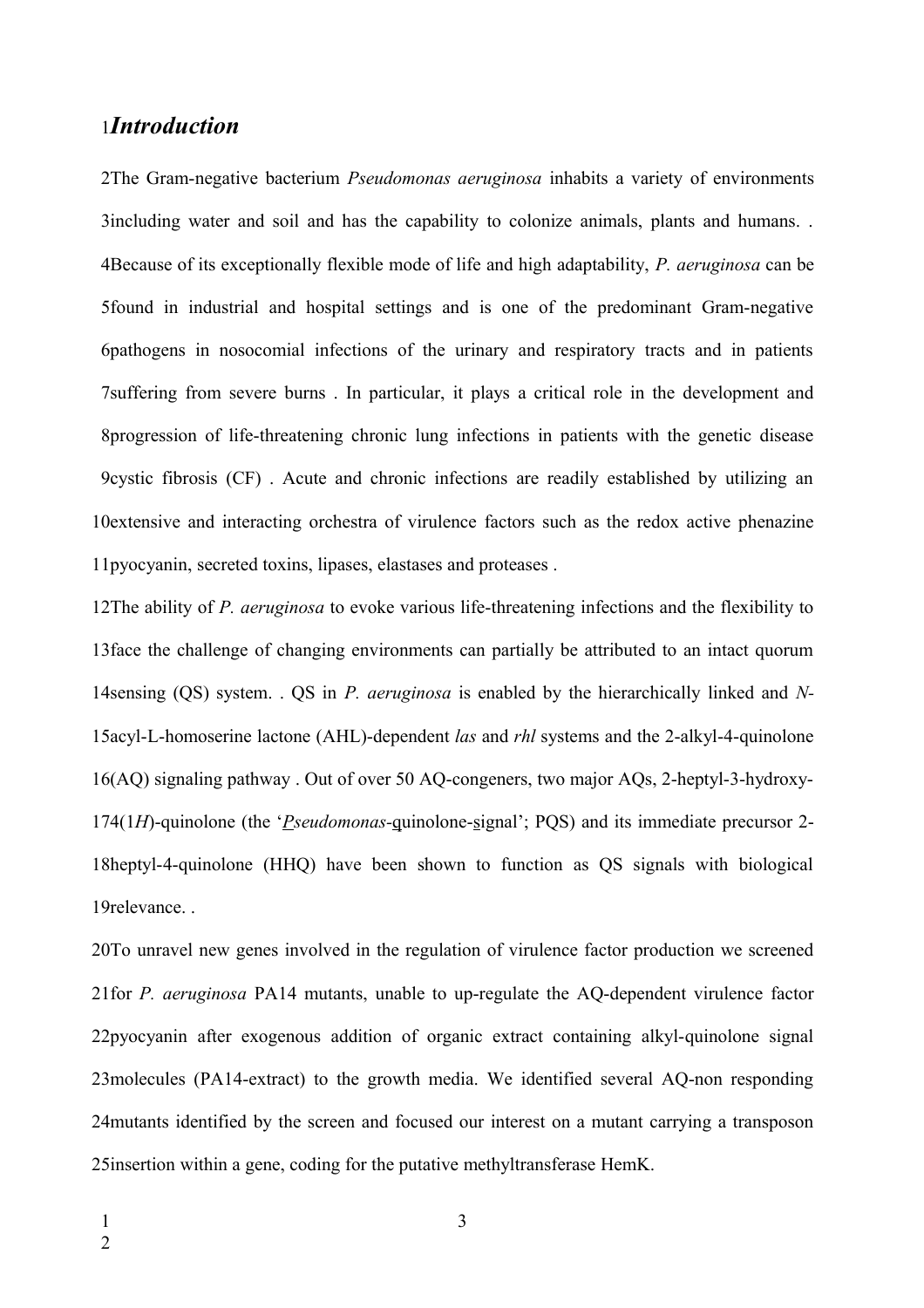## *Introduction*

The Gram-negative bacterium *Pseudomonas aeruginosa* inhabits a variety of environments including water and soil and has the capability to colonize animals, plants and humans. . Because of its exceptionally flexible mode of life and high adaptability, *P. aeruginosa* can be found in industrial and hospital settings and is one of the predominant Gram-negative pathogens in nosocomial infections of the urinary and respiratory tracts and in patients suffering from severe burns . In particular, it plays a critical role in the development and progression of life-threatening chronic lung infections in patients with the genetic disease cystic fibrosis (CF) . Acute and chronic infections are readily established by utilizing an extensive and interacting orchestra of virulence factors such as the redox active phenazine pyocyanin, secreted toxins, lipases, elastases and proteases .

The ability of *P. aeruginosa* to evoke various life-threatening infections and the flexibility to face the challenge of changing environments can partially be attributed to an intact quorum sensing (QS) system. . QS in *P. aeruginosa* is enabled by the hierarchically linked and *N*-acyl-L-homoserine lactone (AHL)-dependent *las* and *rhl* systems and the 2-alkyl-4-quinolone (AQ) signaling pathway . Out of over 50 AQ-congeners, two major AQs, 2-heptyl-3-hydroxy-4(1*H*)-quinolone (the '*Pseudomonas*-quinolone-signal'; PQS) and its immediate precursor 2-heptyl-4-quinolone (HHQ) have been shown to function as QS signals with biological relevance. .

To unravel new genes involved in the regulation of virulence factor production we screened for *P. aeruginosa* PA14 mutants, unable to up-regulate the AQ-dependent virulence factor pyocyanin after exogenous addition of organic extract containing alkyl-quinolone signal molecules (PA14-extract) to the growth media. We identified several AQ-non responding mutants identified by the screen and focused our interest on a mutant carrying a transposon insertion within a gene, coding for the putative methyltransferase HemK.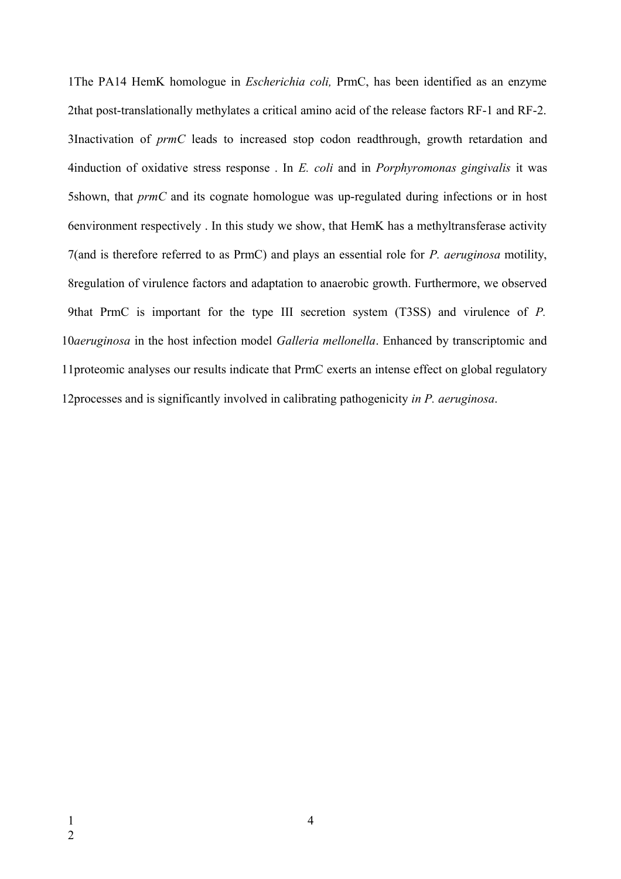The PA14 HemK homologue in *Escherichia coli,* PrmC, has been identified as an enzyme that post-translationally methylates a critical amino acid of the release factors RF-1 and RF-2. Inactivation of *prmC* leads to increased stop codon readthrough, growth retardation and induction of oxidative stress response . In *E. coli* and in *Porphyromonas gingivalis* it was shown, that *prmC* and its cognate homologue was up-regulated during infections or in host environment respectively . In this study we show, that HemK has a methyltransferase activity (and is therefore referred to as PrmC) and plays an essential role for *P. aeruginosa* motility, regulation of virulence factors and adaptation to anaerobic growth. Furthermore, we observed that PrmC is important for the type III secretion system (T3SS) and virulence of *P. aeruginosa* in the host infection model *Galleria mellonella*. Enhanced by transcriptomic and proteomic analyses our results indicate that PrmC exerts an intense effect on global regulatory processes and is significantly involved in calibrating pathogenicity *in P. aeruginosa*.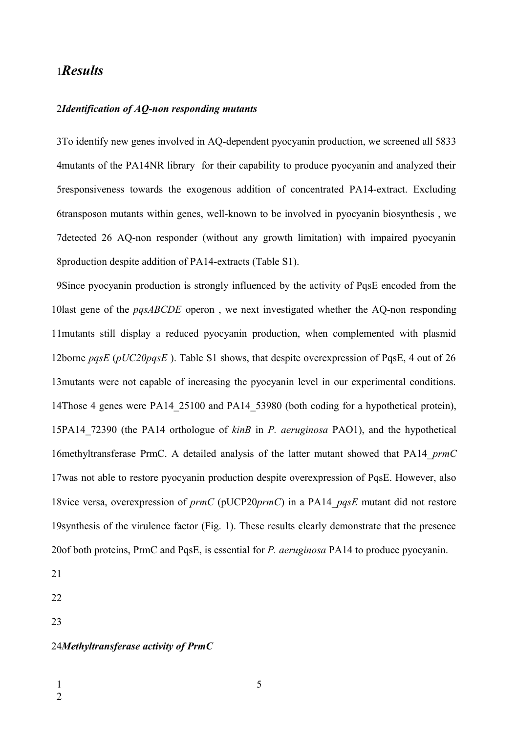# *Results*

## *Identification of AQ-non responding mutants*

To identify new genes involved in AQ-dependent pyocyanin production, we screened all 5833 mutants of the PA14NR library for their capability to produce pyocyanin and analyzed their responsiveness towards the exogenous addition of concentrated PA14-extract. Excluding transposon mutants within genes, well-known to be involved in pyocyanin biosynthesis , we detected 26 AQ-non responder (without any growth limitation) with impaired pyocyanin production despite addition of PA14-extracts (Table S1).

Since pyocyanin production is strongly influenced by the activity of PqsE encoded from the last gene of the *pqsABCDE* operon , we next investigated whether the AQ-non responding mutants still display a reduced pyocyanin production, when complemented with plasmid borne *pqsE* (*pUC20pqsE* ). Table S1 shows, that despite overexpression of PqsE, 4 out of 26 mutants were not capable of increasing the pyocyanin level in our experimental conditions. Those 4 genes were PA14_25100 and PA14_53980 (both coding for a hypothetical protein), PA14_72390 (the PA14 orthologue of *kinB* in *P. aeruginosa* PAO1), and the hypothetical methyltransferase PrmC. A detailed analysis of the latter mutant showed that PA14_*prmC* was not able to restore pyocyanin production despite overexpression of PqsE. However, also vice versa, overexpression of *prmC* (pUCP20*prmC*) in a PA14_*pqsE* mutant did not restore synthesis of the virulence factor (Fig. 1). These results clearly demonstrate that the presence of both proteins, PrmC and PqsE, is essential for *P. aeruginosa* PA14 to produce pyocyanin.

## *Methyltransferase activity of PrmC*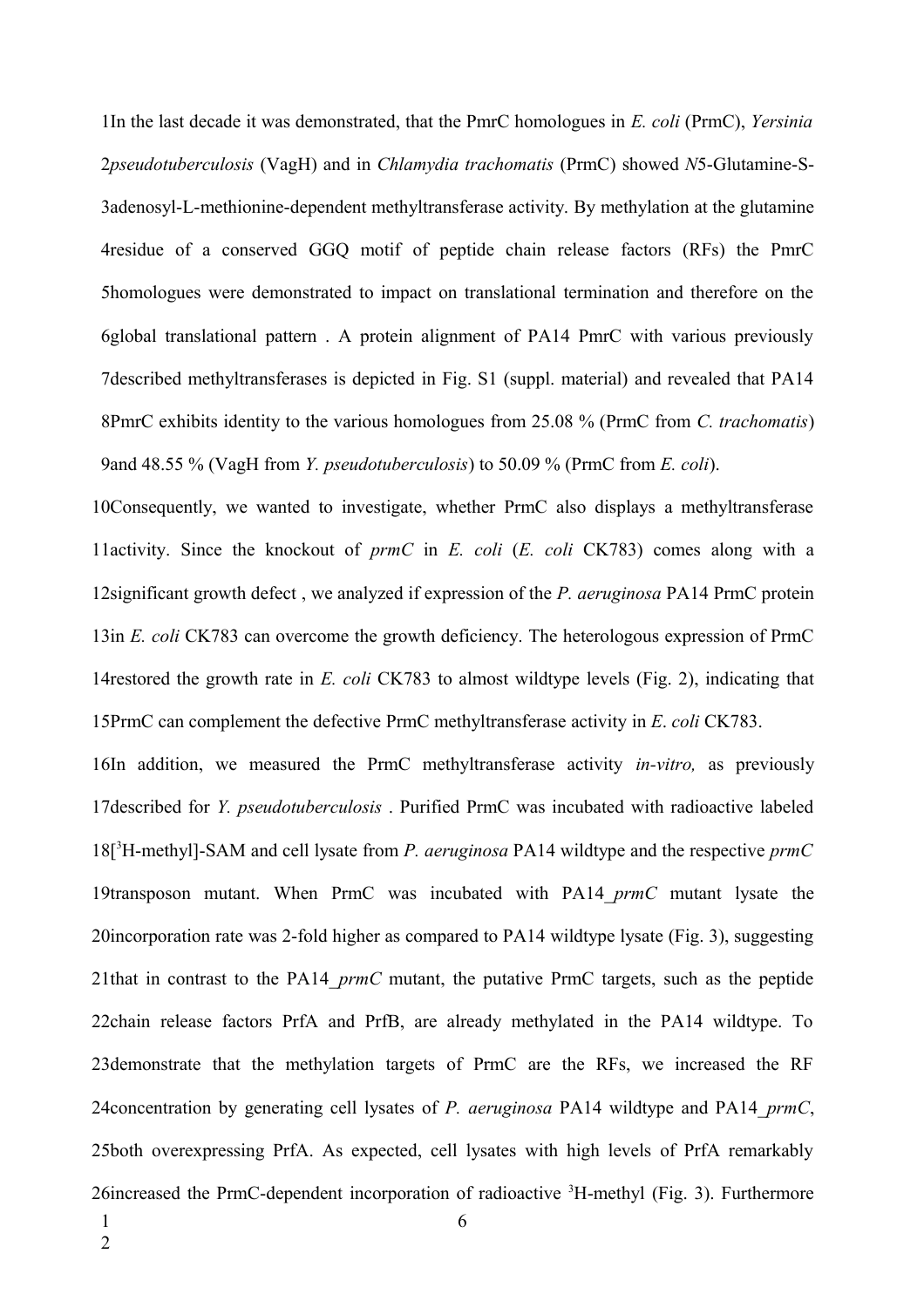In the last decade it was demonstrated, that the PmrC homologues in *E. coli* (PrmC), *Yersinia pseudotuberculosis* (VagH) and in *Chlamydia trachomatis* (PrmC) showed *N*5-Glutamine-S-adenosyl-L-methionine-dependent methyltransferase activity. By methylation at the glutamine residue of a conserved GGQ motif of peptide chain release factors (RFs) the PmrC homologues were demonstrated to impact on translational termination and therefore on the global translational pattern . A protein alignment of PA14 PmrC with various previously described methyltransferases is depicted in Fig. S1 (suppl. material) and revealed that PA14 PmrC exhibits identity to the various homologues from 25.08 % (PrmC from *C. trachomatis*) and 48.55 % (VagH from *Y. pseudotuberculosis*) to 50.09 % (PrmC from *E. coli*).

Consequently, we wanted to investigate, whether PrmC also displays a methyltransferase activity. Since the knockout of *prmC* in *E. coli* (*E. coli* CK783) comes along with a significant growth defect , we analyzed if expression of the *P. aeruginosa* PA14 PrmC protein in *E. coli* CK783 can overcome the growth deficiency. The heterologous expression of PrmC restored the growth rate in *E. coli* CK783 to almost wildtype levels (Fig. 2), indicating that PrmC can complement the defective PrmC methyltransferase activity in *E*. *coli* CK783.

In addition, we measured the PrmC methyltransferase activity *in-vitro,* as previously described for *Y. pseudotuberculosis* . Purified PrmC was incubated with radioactive labeled [$^{3}$H-methyl]-SAM and cell lysate from *P. aeruginosa* PA14 wildtype and the respective *prmC* transposon mutant. When PrmC was incubated with PA14_*prmC* mutant lysate the incorporation rate was 2-fold higher as compared to PA14 wildtype lysate (Fig. 3), suggesting that in contrast to the PA14_*prmC* mutant, the putative PrmC targets, such as the peptide chain release factors PrfA and PrfB, are already methylated in the PA14 wildtype. To demonstrate that the methylation targets of PrmC are the RFs, we increased the RF concentration by generating cell lysates of *P. aeruginosa* PA14 wildtype and PA14_*prmC*, both overexpressing PrfA. As expected, cell lysates with high levels of PrfA remarkably increased the PrmC-dependent incorporation of radioactive $^{3}$H-methyl (Fig. 3). Furthermore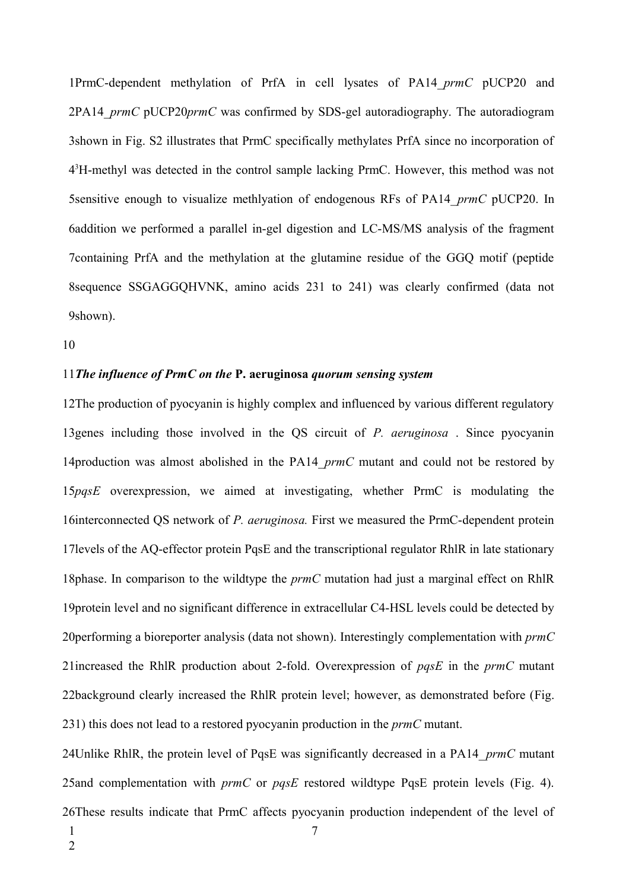PrmC-dependent methylation of PrfA in cell lysates of PA14_*prmC* pUCP20 and PA14_*prmC* pUCP20*prmC* was confirmed by SDS-gel autoradiography. The autoradiogram shown in Fig. S2 illustrates that PrmC specifically methylates PrfA since no incorporation of $^3$H-methyl was detected in the control sample lacking PrmC. However, this method was not sensitive enough to visualize methlyation of endogenous RFs of PA14_*prmC* pUCP20. In addition we performed a parallel in-gel digestion and LC-MS/MS analysis of the fragment containing PrfA and the methylation at the glutamine residue of the GGQ motif (peptide sequence SSGAGGQHVNK, amino acids 231 to 241) was clearly confirmed (data not shown).

### *The influence of PrmC on the* **P. aeruginosa** *quorum sensing system*

The production of pyocyanin is highly complex and influenced by various different regulatory genes including those involved in the QS circuit of *P. aeruginosa* . Since pyocyanin production was almost abolished in the PA14_*prmC* mutant and could not be restored by *pqsE* overexpression, we aimed at investigating, whether PrmC is modulating the interconnected QS network of *P. aeruginosa.* First we measured the PrmC-dependent protein levels of the AQ-effector protein PqsE and the transcriptional regulator RhlR in late stationary phase. In comparison to the wildtype the *prmC* mutation had just a marginal effect on RhlR protein level and no significant difference in extracellular C4-HSL levels could be detected by performing a bioreporter analysis (data not shown). Interestingly complementation with *prmC* increased the RhlR production about 2-fold. Overexpression of *pqsE* in the *prmC* mutant background clearly increased the RhlR protein level; however, as demonstrated before (Fig. 1) this does not lead to a restored pyocyanin production in the *prmC* mutant.

Unlike RhlR, the protein level of PqsE was significantly decreased in a PA14_*prmC* mutant and complementation with *prmC* or *pqsE* restored wildtype PqsE protein levels (Fig. 4). These results indicate that PrmC affects pyocyanin production independent of the level of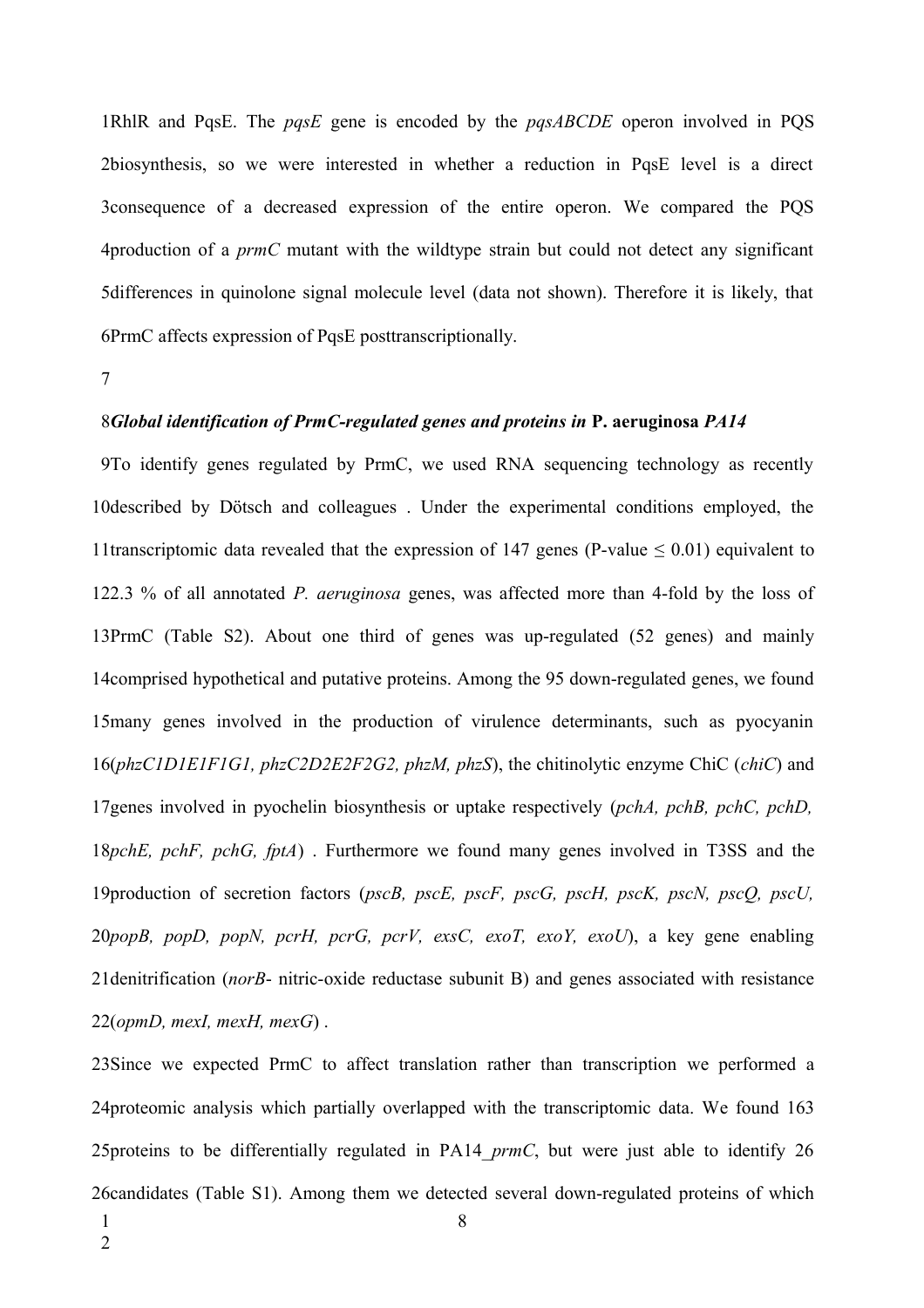RhlR and PqsE. The *pqsE* gene is encoded by the *pqsABCDE* operon involved in PQS biosynthesis, so we were interested in whether a reduction in PqsE level is a direct consequence of a decreased expression of the entire operon. We compared the PQS production of a *prmC* mutant with the wildtype strain but could not detect any significant differences in quinolone signal molecule level (data not shown). Therefore it is likely, that PrmC affects expression of PqsE posttranscriptionally.

### *Global identification of PrmC-regulated genes and proteins in* **P. aeruginosa** *PA14*

To identify genes regulated by PrmC, we used RNA sequencing technology as recently described by Dötsch and colleagues . Under the experimental conditions employed, the transcriptomic data revealed that the expression of 147 genes (P-value ≤ 0.01) equivalent to 2.3 % of all annotated *P. aeruginosa* genes, was affected more than 4-fold by the loss of PrmC (Table S2). About one third of genes was up-regulated (52 genes) and mainly comprised hypothetical and putative proteins. Among the 95 down-regulated genes, we found many genes involved in the production of virulence determinants, such as pyocyanin (*phzC1D1E1F1G1, phzC2D2E2F2G2, phzM, phzS*), the chitinolytic enzyme ChiC (*chiC*) and genes involved in pyochelin biosynthesis or uptake respectively (*pchA, pchB, pchC, pchD, pchE, pchF, pchG, fptA*) . Furthermore we found many genes involved in T3SS and the production of secretion factors (*pscB, pscE, pscF, pscG, pscH, pscK, pscN, pscQ, pscU, popB, popD, popN, pcrH, pcrG, pcrV, exsC, exoT, exoY, exoU*), a key gene enabling denitrification (*norB*- nitric-oxide reductase subunit B) and genes associated with resistance (*opmD, mexI, mexH, mexG*) .

Since we expected PrmC to affect translation rather than transcription we performed a proteomic analysis which partially overlapped with the transcriptomic data. We found 163 proteins to be differentially regulated in PA14_*prmC*, but were just able to identify 26 candidates (Table S1). Among them we detected several down-regulated proteins of which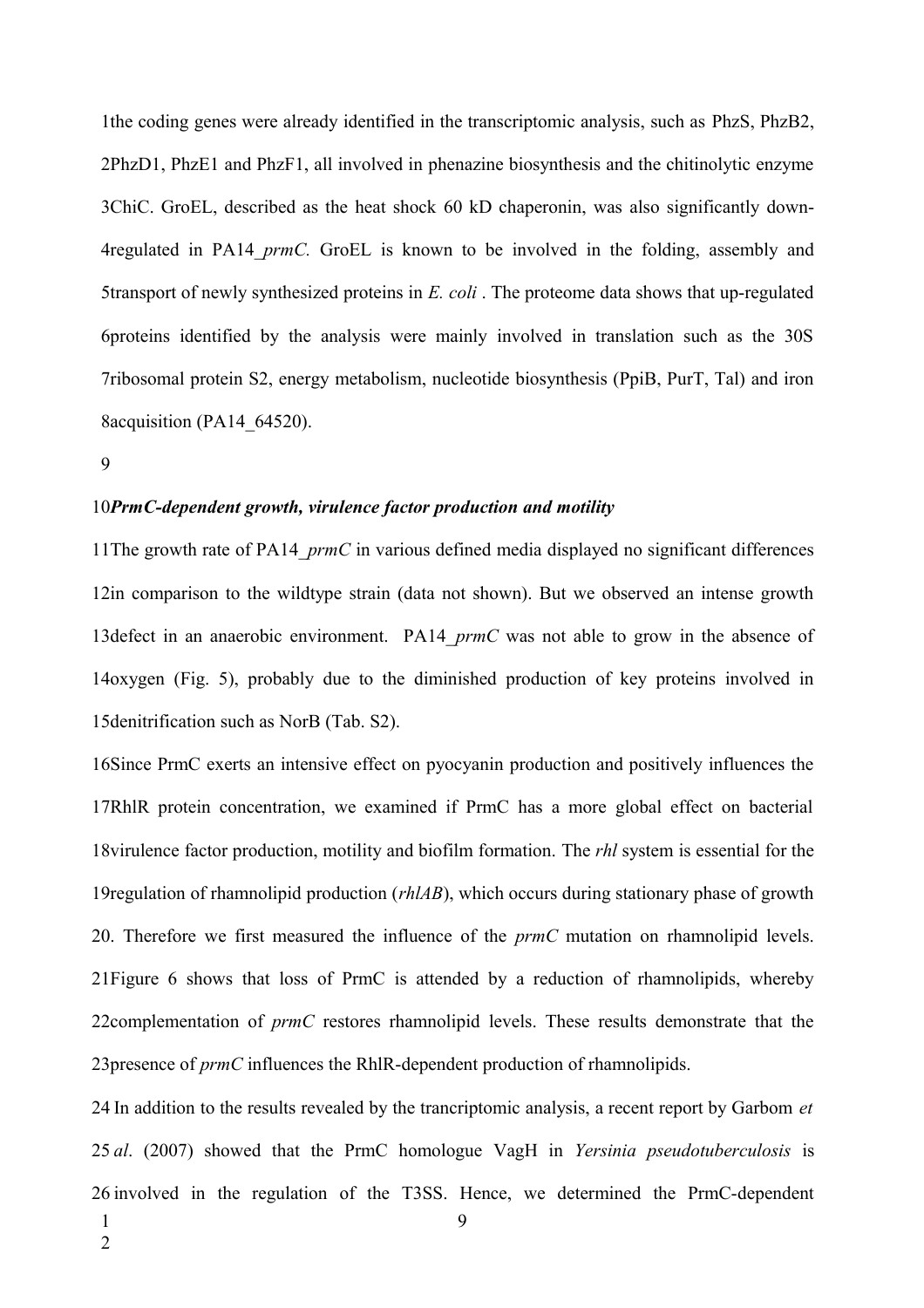the coding genes were already identified in the transcriptomic analysis, such as PhzS, PhzB2, PhzD1, PhzE1 and PhzF1, all involved in phenazine biosynthesis and the chitinolytic enzyme ChiC. GroEL, described as the heat shock 60 kD chaperonin, was also significantly down-regulated in PA14_*prmC.* GroEL is known to be involved in the folding, assembly and transport of newly synthesized proteins in *E. coli* . The proteome data shows that up-regulated proteins identified by the analysis were mainly involved in translation such as the 30S ribosomal protein S2, energy metabolism, nucleotide biosynthesis (PpiB, PurT, Tal) and iron acquisition (PA14_64520).

### ***PrmC-dependent growth, virulence factor production and motility***

The growth rate of PA14_*prmC* in various defined media displayed no significant differences in comparison to the wildtype strain (data not shown). But we observed an intense growth defect in an anaerobic environment. PA14_*prmC* was not able to grow in the absence of oxygen (Fig. 5), probably due to the diminished production of key proteins involved in denitrification such as NorB (Tab. S2).

Since PrmC exerts an intensive effect on pyocyanin production and positively influences the RhlR protein concentration, we examined if PrmC has a more global effect on bacterial virulence factor production, motility and biofilm formation. The *rhl* system is essential for the regulation of rhamnolipid production (*rhlAB*), which occurs during stationary phase of growth. Therefore we first measured the influence of the *prmC* mutation on rhamnolipid levels. Figure 6 shows that loss of PrmC is attended by a reduction of rhamnolipids, whereby complementation of *prmC* restores rhamnolipid levels. These results demonstrate that the presence of *prmC* influences the RhlR-dependent production of rhamnolipids.

In addition to the results revealed by the trancriptomic analysis, a recent report by Garbom *et al*. (2007) showed that the PrmC homologue VagH in *Yersinia pseudotuberculosis* is involved in the regulation of the T3SS. Hence, we determined the PrmC-dependent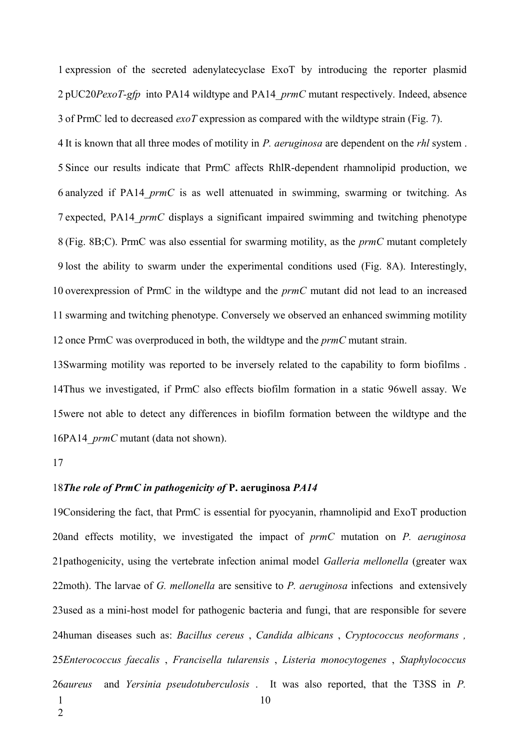expression of the secreted adenylatecyclase ExoT by introducing the reporter plasmid pUC20*PexoT-gfp* into PA14 wildtype and PA14_*prmC* mutant respectively. Indeed, absence of PrmC led to decreased *exoT* expression as compared with the wildtype strain (Fig. 7).

It is known that all three modes of motility in *P. aeruginosa* are dependent on the *rhl* system . Since our results indicate that PrmC affects RhlR-dependent rhamnolipid production, we analyzed if PA14_*prmC* is as well attenuated in swimming, swarming or twitching. As expected, PA14_*prmC* displays a significant impaired swimming and twitching phenotype (Fig. 8B;C). PrmC was also essential for swarming motility, as the *prmC* mutant completely lost the ability to swarm under the experimental conditions used (Fig. 8A). Interestingly, overexpression of PrmC in the wildtype and the *prmC* mutant did not lead to an increased swarming and twitching phenotype. Conversely we observed an enhanced swimming motility once PrmC was overproduced in both, the wildtype and the *prmC* mutant strain.

Swarming motility was reported to be inversely related to the capability to form biofilms . Thus we investigated, if PrmC also effects biofilm formation in a static 96well assay. We were not able to detect any differences in biofilm formation between the wildtype and the PA14_*prmC* mutant (data not shown).

### *The role of PrmC in pathogenicity of* **P. aeruginosa** *PA14*

Considering the fact, that PrmC is essential for pyocyanin, rhamnolipid and ExoT production and effects motility, we investigated the impact of *prmC* mutation on *P. aeruginosa* pathogenicity, using the vertebrate infection animal model *Galleria mellonella* (greater wax moth). The larvae of *G. mellonella* are sensitive to *P. aeruginosa* infections and extensively used as a mini-host model for pathogenic bacteria and fungi, that are responsible for severe human diseases such as: *Bacillus cereus* , *Candida albicans* , *Cryptococcus neoformans ,* *Enterococcus faecalis* , *Francisella tularensis* , *Listeria monocytogenes* , *Staphylococcus aureus* and *Yersinia pseudotuberculosis* . It was also reported, that the T3SS in *P.*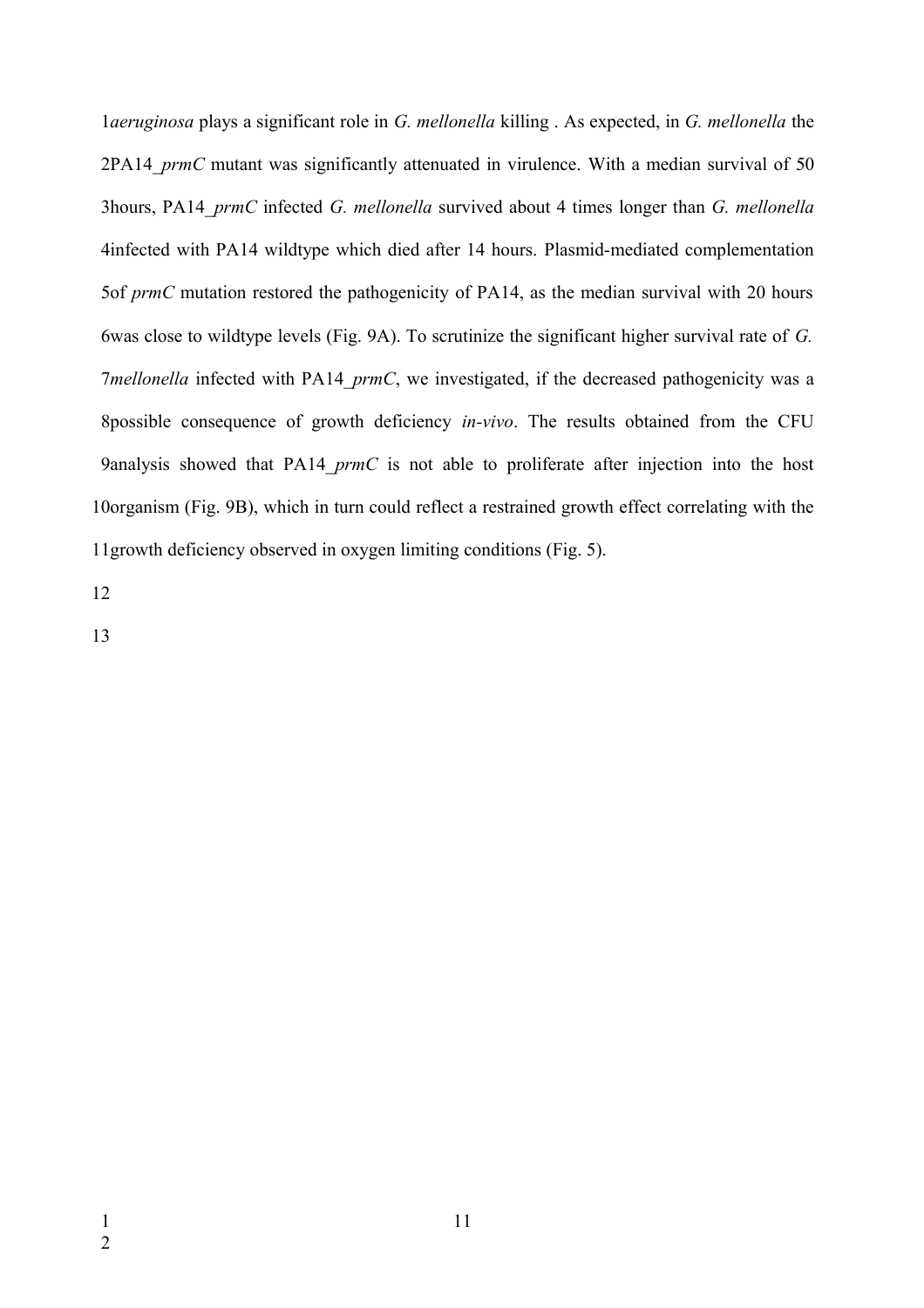*aeruginosa* plays a significant role in *G. mellonella* killing . As expected, in *G. mellonella* the PA14_*prmC* mutant was significantly attenuated in virulence. With a median survival of 50 hours, PA14_*prmC* infected *G. mellonella* survived about 4 times longer than *G. mellonella* infected with PA14 wildtype which died after 14 hours. Plasmid-mediated complementation of *prmC* mutation restored the pathogenicity of PA14, as the median survival with 20 hours was close to wildtype levels (Fig. 9A). To scrutinize the significant higher survival rate of *G. mellonella* infected with PA14_*prmC*, we investigated, if the decreased pathogenicity was a possible consequence of growth deficiency *in-vivo*. The results obtained from the CFU analysis showed that PA14_*prmC* is not able to proliferate after injection into the host organism (Fig. 9B), which in turn could reflect a restrained growth effect correlating with the growth deficiency observed in oxygen limiting conditions (Fig. 5).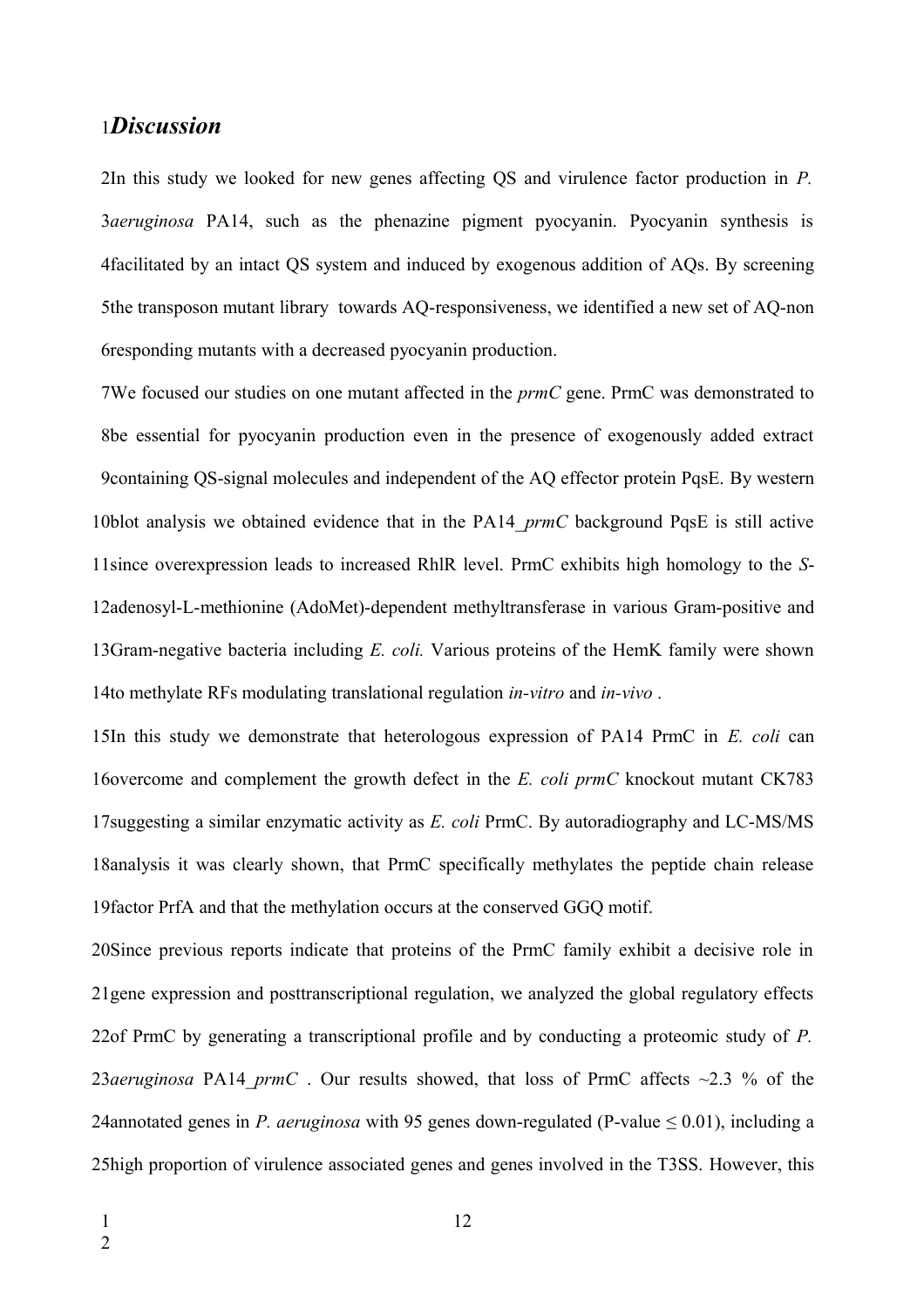## *Discussion*

In this study we looked for new genes affecting QS and virulence factor production in *P. aeruginosa* PA14, such as the phenazine pigment pyocyanin. Pyocyanin synthesis is facilitated by an intact QS system and induced by exogenous addition of AQs. By screening the transposon mutant library towards AQ-responsiveness, we identified a new set of AQ-non responding mutants with a decreased pyocyanin production.

We focused our studies on one mutant affected in the *prmC* gene. PrmC was demonstrated to be essential for pyocyanin production even in the presence of exogenously added extract containing QS-signal molecules and independent of the AQ effector protein PqsE. By western blot analysis we obtained evidence that in the PA14_*prmC* background PqsE is still active since overexpression leads to increased RhlR level. PrmC exhibits high homology to the *S*-adenosyl-L-methionine (AdoMet)-dependent methyltransferase in various Gram-positive and Gram-negative bacteria including *E. coli.* Various proteins of the HemK family were shown to methylate RFs modulating translational regulation *in-vitro* and *in-vivo* .

In this study we demonstrate that heterologous expression of PA14 PrmC in *E. coli* can overcome and complement the growth defect in the *E. coli prmC* knockout mutant CK783 suggesting a similar enzymatic activity as *E. coli* PrmC. By autoradiography and LC-MS/MS analysis it was clearly shown, that PrmC specifically methylates the peptide chain release factor PrfA and that the methylation occurs at the conserved GGQ motif.

Since previous reports indicate that proteins of the PrmC family exhibit a decisive role in gene expression and posttranscriptional regulation, we analyzed the global regulatory effects of PrmC by generating a transcriptional profile and by conducting a proteomic study of *P. aeruginosa* PA14_*prmC* . Our results showed, that loss of PrmC affects ~2.3 % of the annotated genes in *P. aeruginosa* with 95 genes down-regulated (P-value $\leq 0.01$), including a high proportion of virulence associated genes and genes involved in the T3SS. However, this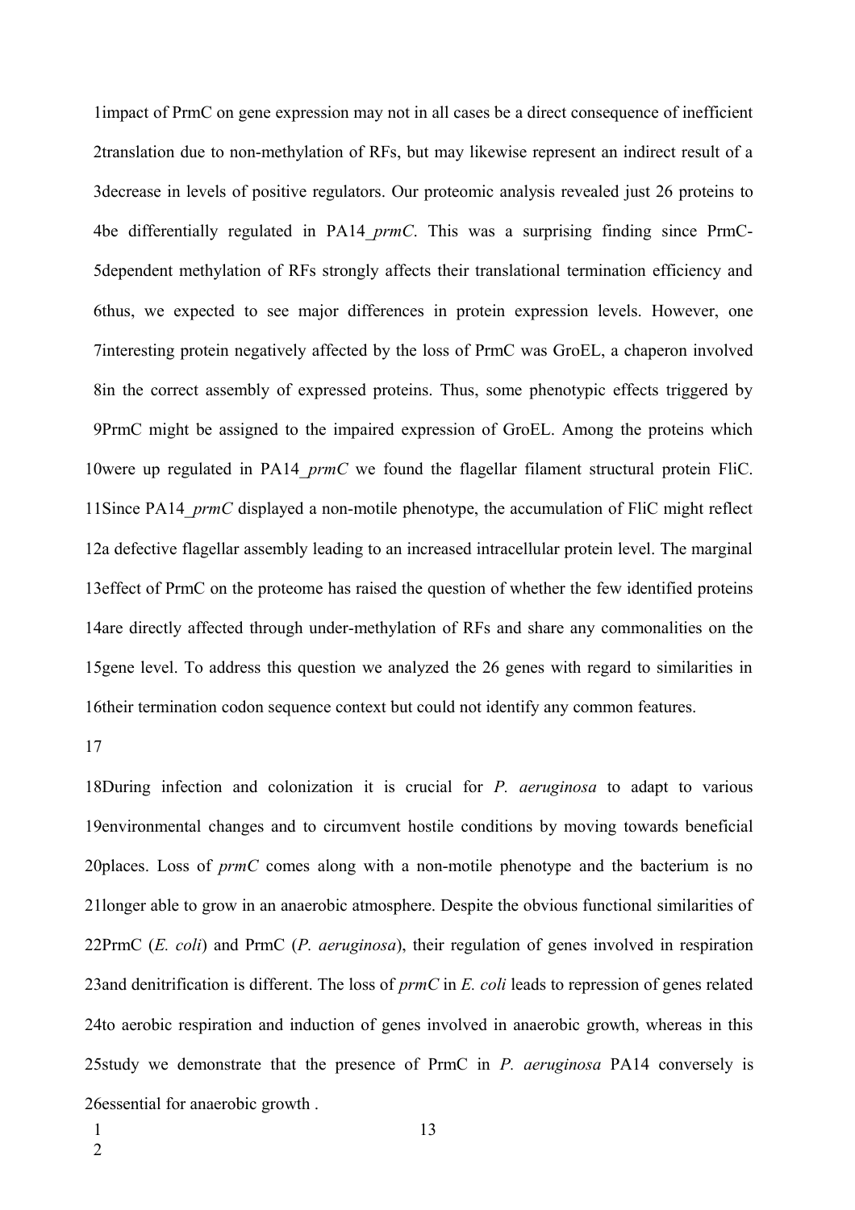impact of PrmC on gene expression may not in all cases be a direct consequence of inefficient translation due to non-methylation of RFs, but may likewise represent an indirect result of a decrease in levels of positive regulators. Our proteomic analysis revealed just 26 proteins to be differentially regulated in PA14_*prmC*. This was a surprising finding since PrmC-dependent methylation of RFs strongly affects their translational termination efficiency and thus, we expected to see major differences in protein expression levels. However, one interesting protein negatively affected by the loss of PrmC was GroEL, a chaperon involved in the correct assembly of expressed proteins. Thus, some phenotypic effects triggered by PrmC might be assigned to the impaired expression of GroEL. Among the proteins which were up regulated in PA14_*prmC* we found the flagellar filament structural protein FliC. Since PA14_*prmC* displayed a non-motile phenotype, the accumulation of FliC might reflect a defective flagellar assembly leading to an increased intracellular protein level. The marginal effect of PrmC on the proteome has raised the question of whether the few identified proteins are directly affected through under-methylation of RFs and share any commonalities on the gene level. To address this question we analyzed the 26 genes with regard to similarities in their termination codon sequence context but could not identify any common features.

During infection and colonization it is crucial for *P. aeruginosa* to adapt to various environmental changes and to circumvent hostile conditions by moving towards beneficial places. Loss of *prmC* comes along with a non-motile phenotype and the bacterium is no longer able to grow in an anaerobic atmosphere. Despite the obvious functional similarities of PrmC (*E. coli*) and PrmC (*P. aeruginosa*), their regulation of genes involved in respiration and denitrification is different. The loss of *prmC* in *E. coli* leads to repression of genes related to aerobic respiration and induction of genes involved in anaerobic growth, whereas in this study we demonstrate that the presence of PrmC in *P. aeruginosa* PA14 conversely is essential for anaerobic growth .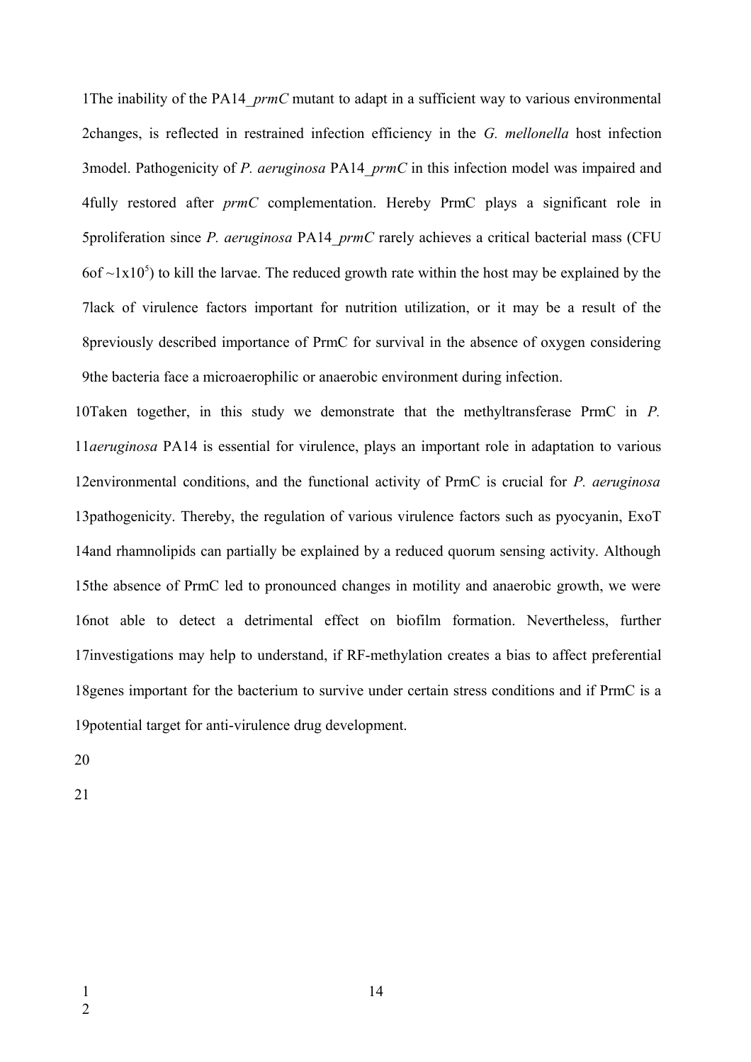The inability of the PA14_*prmC* mutant to adapt in a sufficient way to various environmental changes, is reflected in restrained infection efficiency in the *G. mellonella* host infection model. Pathogenicity of *P. aeruginosa* PA14_*prmC* in this infection model was impaired and fully restored after *prmC* complementation. Hereby PrmC plays a significant role in proliferation since *P. aeruginosa* PA14_*prmC* rarely achieves a critical bacterial mass (CFU of $\sim 1 \times 10^5$) to kill the larvae. The reduced growth rate within the host may be explained by the lack of virulence factors important for nutrition utilization, or it may be a result of the previously described importance of PrmC for survival in the absence of oxygen considering the bacteria face a microaerophilic or anaerobic environment during infection.

Taken together, in this study we demonstrate that the methyltransferase PrmC in *P. aeruginosa* PA14 is essential for virulence, plays an important role in adaptation to various environmental conditions, and the functional activity of PrmC is crucial for *P. aeruginosa* pathogenicity. Thereby, the regulation of various virulence factors such as pyocyanin, ExoT and rhamnolipids can partially be explained by a reduced quorum sensing activity. Although the absence of PrmC led to pronounced changes in motility and anaerobic growth, we were not able to detect a detrimental effect on biofilm formation. Nevertheless, further investigations may help to understand, if RF-methylation creates a bias to affect preferential genes important for the bacterium to survive under certain stress conditions and if PrmC is a potential target for anti-virulence drug development.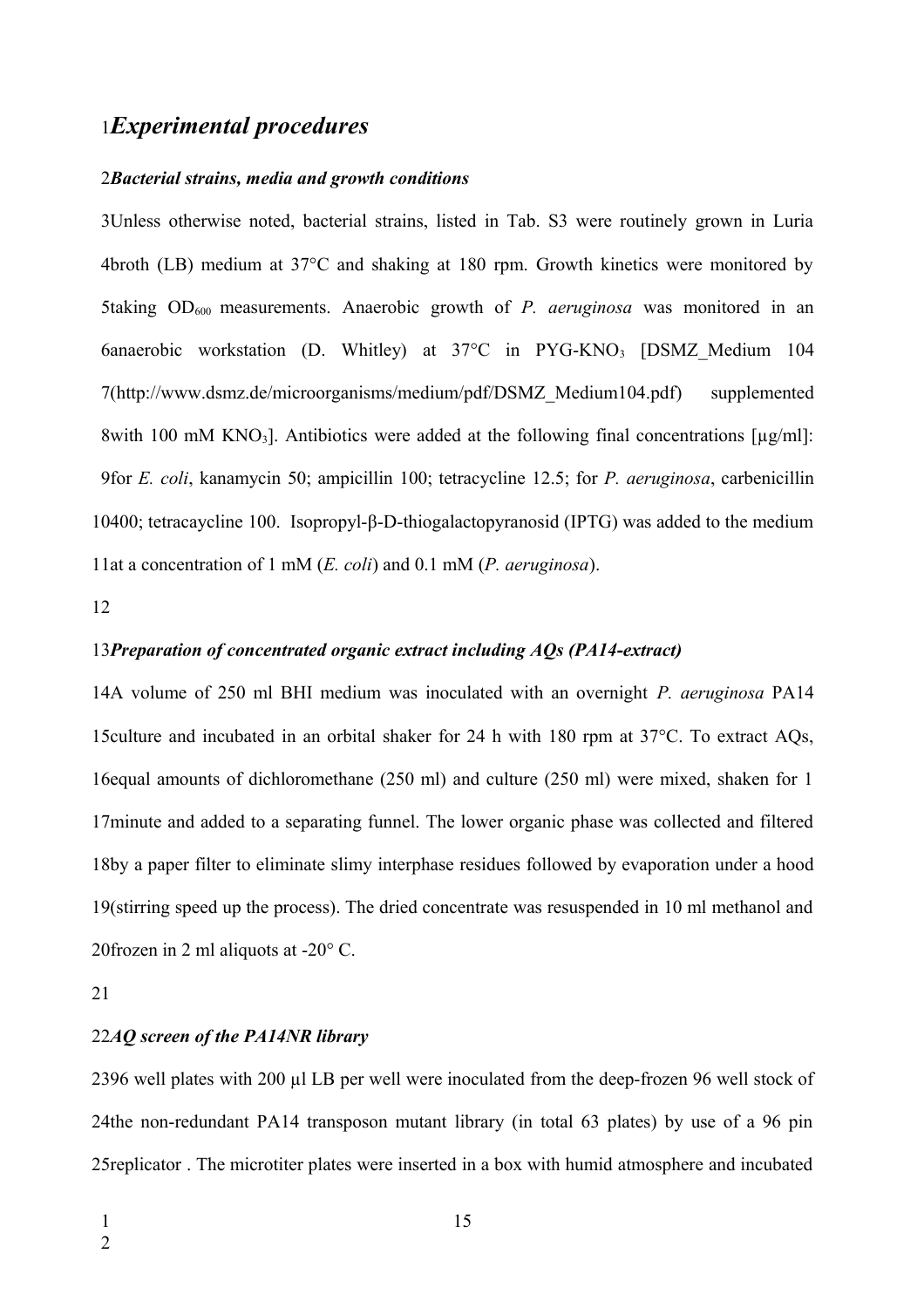# *Experimental procedures*

### *Bacterial strains, media and growth conditions*

Unless otherwise noted, bacterial strains, listed in Tab. S3 were routinely grown in Luria broth (LB) medium at 37°C and shaking at 180 rpm. Growth kinetics were monitored by taking $OD_{600}$ measurements. Anaerobic growth of *P. aeruginosa* was monitored in an anaerobic workstation (D. Whitley) at 37°C in PYG-$KNO_3$ [DSMZ_Medium 104 (http://www.dsmz.de/microorganisms/medium/pdf/DSMZ_Medium104.pdf) supplemented with 100 mM $KNO_3$]. Antibiotics were added at the following final concentrations [µg/ml]: for *E. coli*, kanamycin 50; ampicillin 100; tetracycline 12.5; for *P. aeruginosa*, carbenicillin 400; tetracaycline 100. Isopropyl-β-D-thiogalactopyranosid (IPTG) was added to the medium at a concentration of 1 mM (*E. coli*) and 0.1 mM (*P. aeruginosa*).

### *Preparation of concentrated organic extract including AQs (PA14-extract)*

A volume of 250 ml BHI medium was inoculated with an overnight *P. aeruginosa* PA14 culture and incubated in an orbital shaker for 24 h with 180 rpm at 37°C. To extract AQs, equal amounts of dichloromethane (250 ml) and culture (250 ml) were mixed, shaken for 1 minute and added to a separating funnel. The lower organic phase was collected and filtered by a paper filter to eliminate slimy interphase residues followed by evaporation under a hood (stirring speed up the process). The dried concentrate was resuspended in 10 ml methanol and frozen in 2 ml aliquots at -20° C.

### *AQ screen of the PA14NR library*

96 well plates with 200 µl LB per well were inoculated from the deep-frozen 96 well stock of the non-redundant PA14 transposon mutant library (in total 63 plates) by use of a 96 pin replicator . The microtiter plates were inserted in a box with humid atmosphere and incubated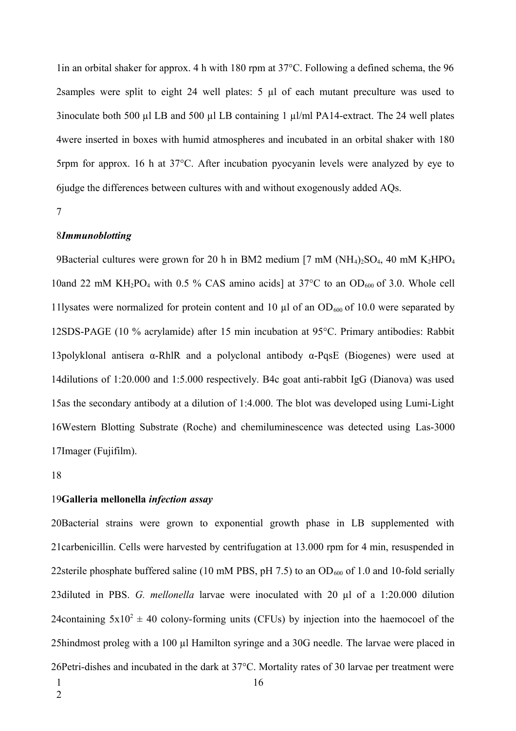in an orbital shaker for approx. 4 h with 180 rpm at 37°C. Following a defined schema, the 96 samples were split to eight 24 well plates: 5 µl of each mutant preculture was used to inoculate both 500 µl LB and 500 µl LB containing 1 µl/ml PA14-extract. The 24 well plates were inserted in boxes with humid atmospheres and incubated in an orbital shaker with 180 rpm for approx. 16 h at 37°C. After incubation pyocyanin levels were analyzed by eye to judge the differences between cultures with and without exogenously added AQs.

***Immunoblotting***

Bacterial cultures were grown for 20 h in BM2 medium [7 mM $(NH_4)_2SO_4$, 40 mM $K_2HPO_4$ and 22 mM $KH_2PO_4$ with 0.5 % CAS amino acids] at 37°C to an $OD_{600}$ of 3.0. Whole cell lysates were normalized for protein content and 10 µl of an $OD_{600}$ of 10.0 were separated by SDS-PAGE (10 % acrylamide) after 15 min incubation at 95°C. Primary antibodies: Rabbit polyklonal antisera α-RhlR and a polyclonal antibody α-PqsE (Biogenes) were used at dilutions of 1:20.000 and 1:5.000 respectively. B4c goat anti-rabbit IgG (Dianova) was used as the secondary antibody at a dilution of 1:4.000. The blot was developed using Lumi-Light Western Blotting Substrate (Roche) and chemiluminescence was detected using Las-3000 Imager (Fujifilm).

**Galleria mellonella *infection assay***

Bacterial strains were grown to exponential growth phase in LB supplemented with carbenicillin. Cells were harvested by centrifugation at 13.000 rpm for 4 min, resuspended in sterile phosphate buffered saline (10 mM PBS, pH 7.5) to an $OD_{600}$ of 1.0 and 10-fold serially diluted in PBS. *G. mellonella* larvae were inoculated with 20 µl of a 1:20.000 dilution containing $5x10^2 \pm 40$ colony-forming units (CFUs) by injection into the haemocoel of the hindmost proleg with a 100 µl Hamilton syringe and a 30G needle. The larvae were placed in Petri-dishes and incubated in the dark at 37°C. Mortality rates of 30 larvae per treatment were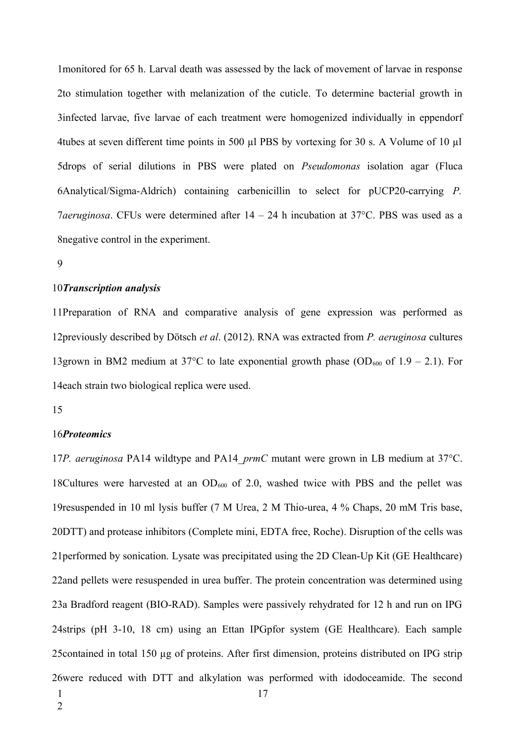monitored for 65 h. Larval death was assessed by the lack of movement of larvae in response to stimulation together with melanization of the cuticle. To determine bacterial growth in infected larvae, five larvae of each treatment were homogenized individually in eppendorf tubes at seven different time points in 500 µl PBS by vortexing for 30 s. A Volume of 10 µl drops of serial dilutions in PBS were plated on *Pseudomonas* isolation agar (Fluca Analytical/Sigma-Aldrich) containing carbenicillin to select for pUCP20-carrying *P. aeruginosa*. CFUs were determined after 14 – 24 h incubation at 37°C. PBS was used as a negative control in the experiment.

***Transcription analysis***

Preparation of RNA and comparative analysis of gene expression was performed as previously described by Dötsch *et al*. (2012). RNA was extracted from *P. aeruginosa* cultures grown in BM2 medium at 37°C to late exponential growth phase ($OD_{600}$ of 1.9 – 2.1). For each strain two biological replica were used.

***Proteomics***

*P. aeruginosa* PA14 wildtype and PA14_*prmC* mutant were grown in LB medium at 37°C. Cultures were harvested at an $OD_{600}$ of 2.0, washed twice with PBS and the pellet was resuspended in 10 ml lysis buffer (7 M Urea, 2 M Thio-urea, 4 % Chaps, 20 mM Tris base, DTT) and protease inhibitors (Complete mini, EDTA free, Roche). Disruption of the cells was performed by sonication. Lysate was precipitated using the 2D Clean-Up Kit (GE Healthcare) and pellets were resuspended in urea buffer. The protein concentration was determined using a Bradford reagent (BIO-RAD). Samples were passively rehydrated for 12 h and run on IPG strips (pH 3-10, 18 cm) using an Ettan IPGpfor system (GE Healthcare). Each sample contained in total 150 µg of proteins. After first dimension, proteins distributed on IPG strip were reduced with DTT and alkylation was performed with idodoceamide. The second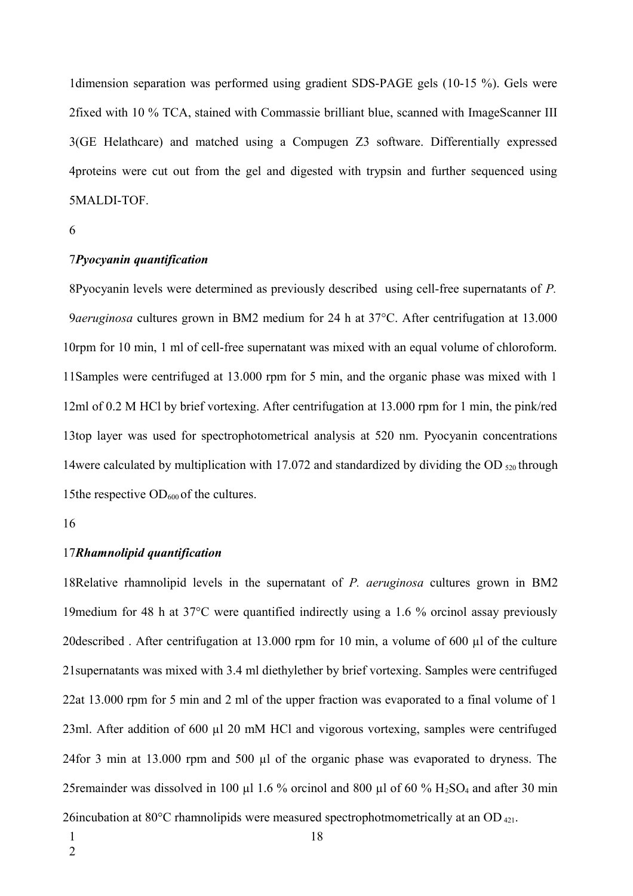dimension separation was performed using gradient SDS-PAGE gels (10-15 %). Gels were fixed with 10 % TCA, stained with Commassie brilliant blue, scanned with ImageScanner III (GE Helathcare) and matched using a Compugen Z3 software. Differentially expressed proteins were cut out from the gel and digested with trypsin and further sequenced using MALDI-TOF.

### *Pyocyanin quantification*

Pyocyanin levels were determined as previously described using cell-free supernatants of *P. aeruginosa* cultures grown in BM2 medium for 24 h at 37°C. After centrifugation at 13.000 rpm for 10 min, 1 ml of cell-free supernatant was mixed with an equal volume of chloroform. Samples were centrifuged at 13.000 rpm for 5 min, and the organic phase was mixed with 1 ml of 0.2 M HCl by brief vortexing. After centrifugation at 13.000 rpm for 1 min, the pink/red top layer was used for spectrophotometrical analysis at 520 nm. Pyocyanin concentrations were calculated by multiplication with 17.072 and standardized by dividing the $OD_{520}$ through the respective $OD_{600}$ of the cultures.

### *Rhamnolipid quantification*

Relative rhamnolipid levels in the supernatant of *P. aeruginosa* cultures grown in BM2 medium for 48 h at 37°C were quantified indirectly using a 1.6 % orcinol assay previously described . After centrifugation at 13.000 rpm for 10 min, a volume of 600 µl of the culture supernatants was mixed with 3.4 ml diethylether by brief vortexing. Samples were centrifuged at 13.000 rpm for 5 min and 2 ml of the upper fraction was evaporated to a final volume of 1 ml. After addition of 600 µl 20 mM HCl and vigorous vortexing, samples were centrifuged for 3 min at 13.000 rpm and 500 µl of the organic phase was evaporated to dryness. The remainder was dissolved in 100 µl 1.6 % orcinol and 800 µl of 60 % $H_2SO_4$ and after 30 min incubation at 80°C rhamnolipids were measured spectrophotmometrically at an $OD_{421}$.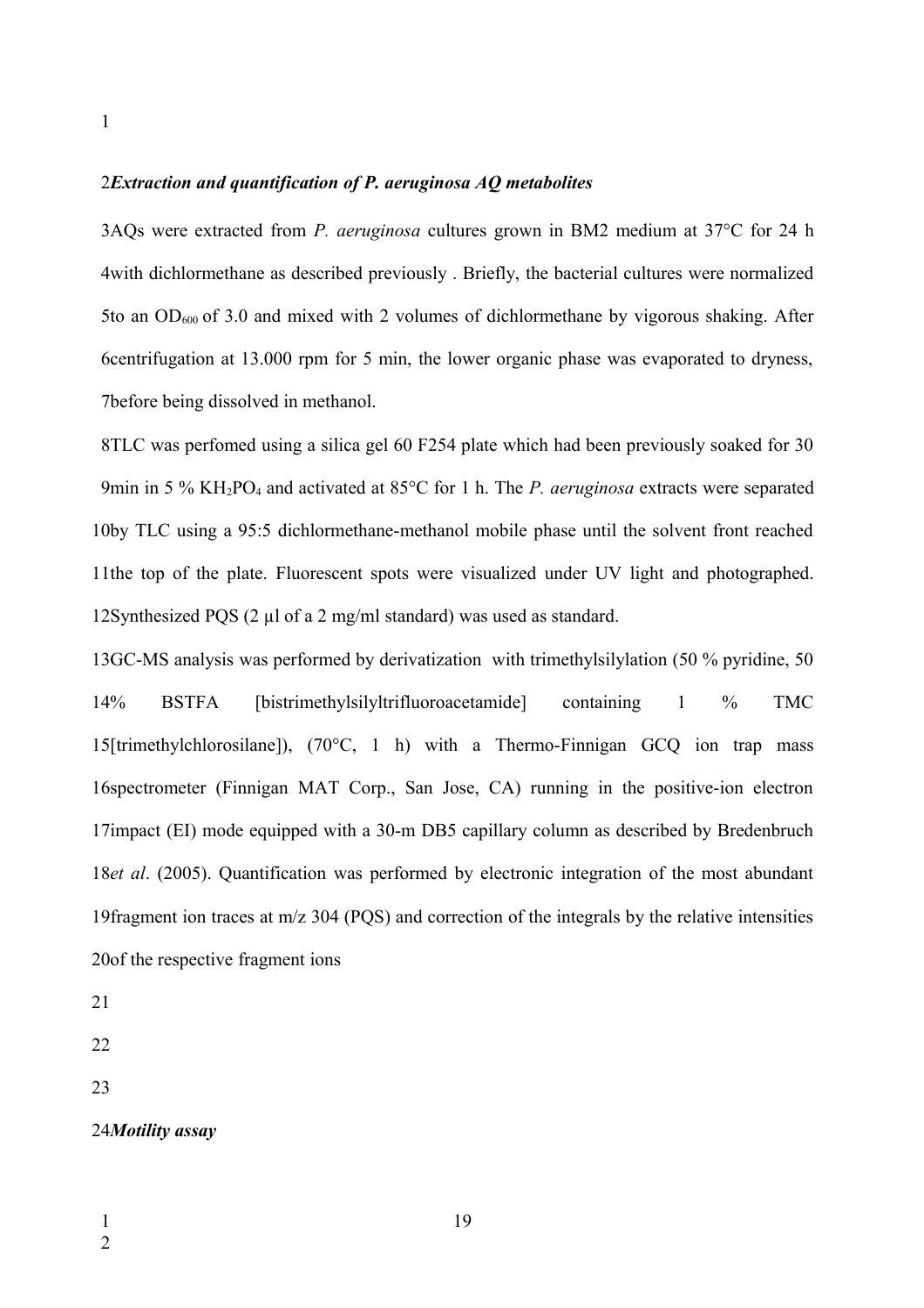***Extraction and quantification of P. aeruginosa AQ metabolites***

AQs were extracted from *P. aeruginosa* cultures grown in BM2 medium at 37°C for 24 h with dichlormethane as described previously . Briefly, the bacterial cultures were normalized to an $OD_{600}$ of 3.0 and mixed with 2 volumes of dichlormethane by vigorous shaking. After centrifugation at 13.000 rpm for 5 min, the lower organic phase was evaporated to dryness, before being dissolved in methanol.

TLC was perfomed using a silica gel 60 F254 plate which had been previously soaked for 30 min in 5 % $KH_2PO_4$ and activated at 85°C for 1 h. The *P. aeruginosa* extracts were separated by TLC using a 95:5 dichlormethane-methanol mobile phase until the solvent front reached the top of the plate. Fluorescent spots were visualized under UV light and photographed. Synthesized PQS (2 µl of a 2 mg/ml standard) was used as standard.

GC-MS analysis was performed by derivatization with trimethylsilylation (50 % pyridine, 50 % BSTFA [bistrimethylsilyltrifluoroacetamide] containing 1 % TMC [trimethylchlorosilane]), (70°C, 1 h) with a Thermo-Finnigan GCQ ion trap mass spectrometer (Finnigan MAT Corp., San Jose, CA) running in the positive-ion electron impact (EI) mode equipped with a 30-m DB5 capillary column as described by Bredenbruch *et al*. (2005). Quantification was performed by electronic integration of the most abundant fragment ion traces at m/z 304 (PQS) and correction of the integrals by the relative intensities of the respective fragment ions

***Motility assay***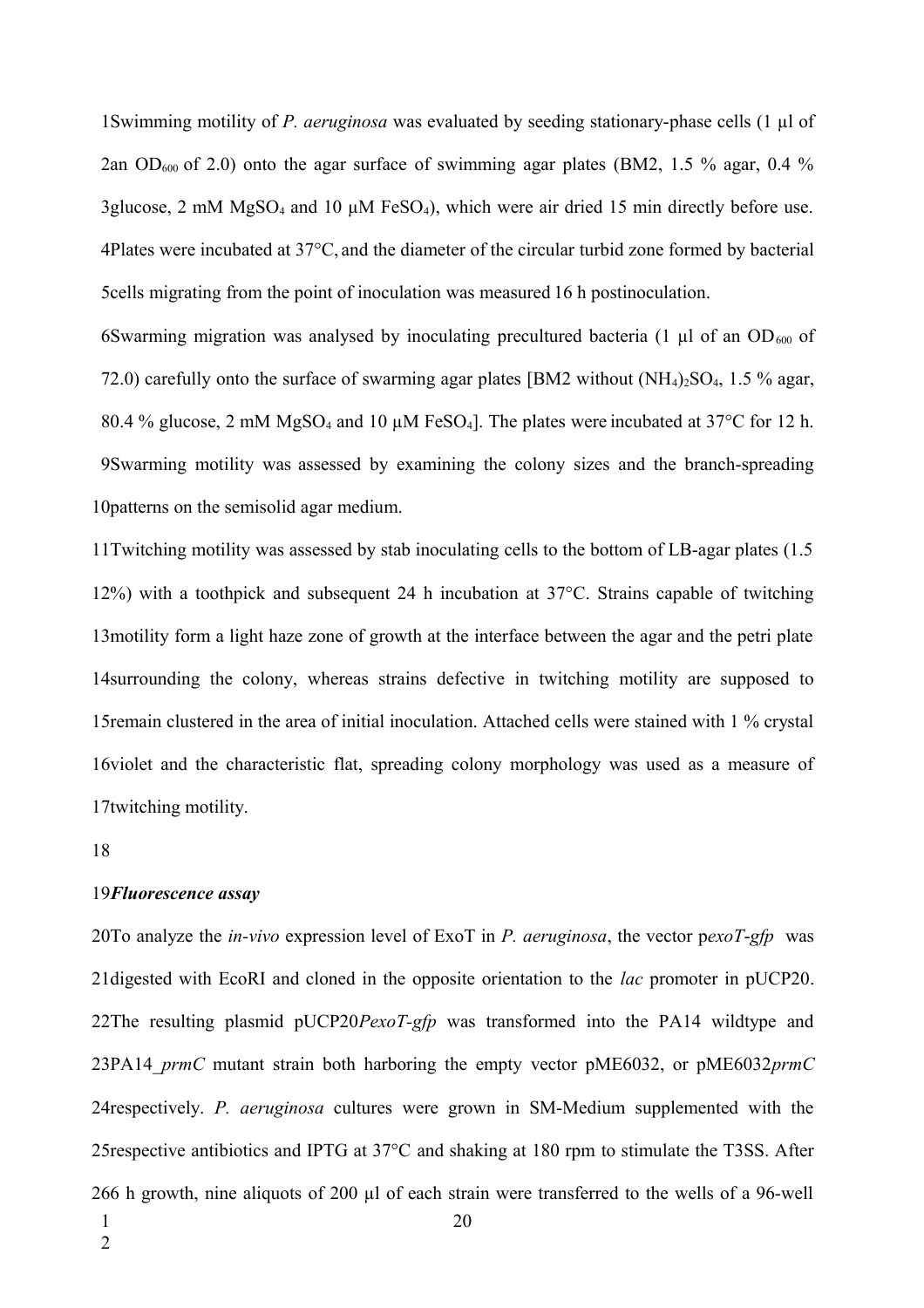Swimming motility of *P. aeruginosa* was evaluated by seeding stationary-phase cells (1 µl of an $OD_{600}$ of 2.0) onto the agar surface of swimming agar plates (BM2, 1.5 % agar, 0.4 % glucose, 2 mM $MgSO_4$ and 10 µM $FeSO_4$), which were air dried 15 min directly before use. Plates were incubated at 37°C, and the diameter of the circular turbid zone formed by bacterial cells migrating from the point of inoculation was measured 16 h postinoculation.

Swarming migration was analysed by inoculating precultured bacteria (1 µl of an $OD_{600}$ of 2.0) carefully onto the surface of swarming agar plates [BM2 without $(NH_4)_2SO_4$, 1.5 % agar, 0.4 % glucose, 2 mM $MgSO_4$ and 10 µM $FeSO_4$]. The plates were incubated at 37°C for 12 h. Swarming motility was assessed by examining the colony sizes and the branch-spreading patterns on the semisolid agar medium.

Twitching motility was assessed by stab inoculating cells to the bottom of LB-agar plates (1.5 %) with a toothpick and subsequent 24 h incubation at 37°C. Strains capable of twitching motility form a light haze zone of growth at the interface between the agar and the petri plate surrounding the colony, whereas strains defective in twitching motility are supposed to remain clustered in the area of initial inoculation. Attached cells were stained with 1 % crystal violet and the characteristic flat, spreading colony morphology was used as a measure of twitching motility.

### ***Fluorescence assay***

To analyze the *in-vivo* expression level of ExoT in *P. aeruginosa*, the vector p*exoT-gfp* was digested with EcoRI and cloned in the opposite orientation to the *lac* promoter in pUCP20. The resulting plasmid pUCP20*PexoT-gfp* was transformed into the PA14 wildtype and PA14_*prmC* mutant strain both harboring the empty vector pME6032, or pME6032*prmC* respectively. *P. aeruginosa* cultures were grown in SM-Medium supplemented with the respective antibiotics and IPTG at 37°C and shaking at 180 rpm to stimulate the T3SS. After 6 h growth, nine aliquots of 200 µl of each strain were transferred to the wells of a 96-well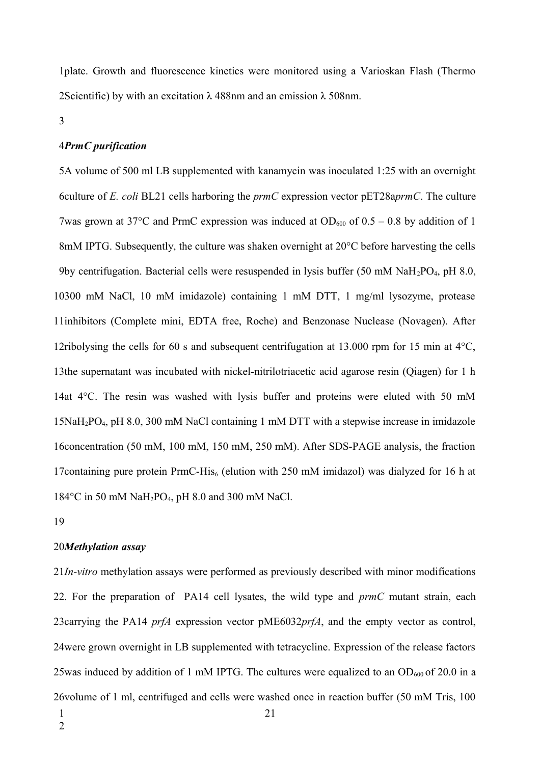plate. Growth and fluorescence kinetics were monitored using a Varioskan Flash (Thermo Scientific) by with an excitation λ 488nm and an emission λ 508nm.

***PrmC purification***

A volume of 500 ml LB supplemented with kanamycin was inoculated 1:25 with an overnight culture of *E. coli* BL21 cells harboring the *prmC* expression vector pET28a*prmC*. The culture was grown at 37°C and PrmC expression was induced at $OD_{600}$ of 0.5 – 0.8 by addition of 1 mM IPTG. Subsequently, the culture was shaken overnight at 20°C before harvesting the cells by centrifugation. Bacterial cells were resuspended in lysis buffer (50 mM $NaH_2PO_4$, pH 8.0, 300 mM NaCl, 10 mM imidazole) containing 1 mM DTT, 1 mg/ml lysozyme, protease inhibitors (Complete mini, EDTA free, Roche) and Benzonase Nuclease (Novagen). After ribolysing the cells for 60 s and subsequent centrifugation at 13.000 rpm for 15 min at 4°C, the supernatant was incubated with nickel-nitrilotriacetic acid agarose resin (Qiagen) for 1 h at 4°C. The resin was washed with lysis buffer and proteins were eluted with 50 mM $NaH_2PO_4$, pH 8.0, 300 mM NaCl containing 1 mM DTT with a stepwise increase in imidazole concentration (50 mM, 100 mM, 150 mM, 250 mM). After SDS-PAGE analysis, the fraction containing pure protein PrmC-$His_6$ (elution with 250 mM imidazol) was dialyzed for 16 h at 4°C in 50 mM $NaH_2PO_4$, pH 8.0 and 300 mM NaCl.

***Methylation assay***

*In-vitro* methylation assays were performed as previously described with minor modifications 2. For the preparation of PA14 cell lysates, the wild type and *prmC* mutant strain, each carrying the PA14 *prfA* expression vector pME6032*prfA*, and the empty vector as control, were grown overnight in LB supplemented with tetracycline. Expression of the release factors was induced by addition of 1 mM IPTG. The cultures were equalized to an $OD_{600}$ of 20.0 in a volume of 1 ml, centrifuged and cells were washed once in reaction buffer (50 mM Tris, 100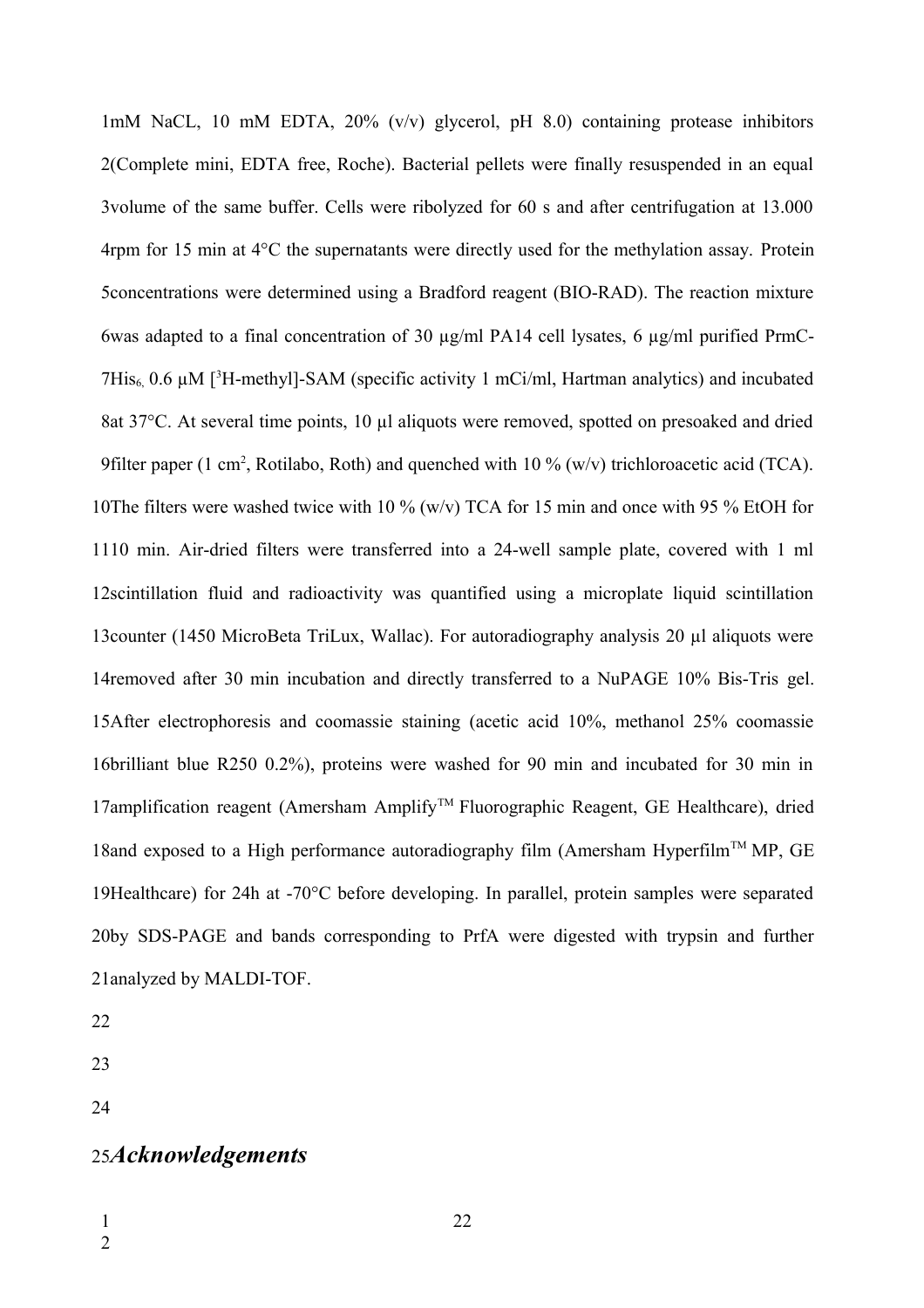mM NaCL, 10 mM EDTA, 20% (v/v) glycerol, pH 8.0) containing protease inhibitors (Complete mini, EDTA free, Roche). Bacterial pellets were finally resuspended in an equal volume of the same buffer. Cells were ribolyzed for 60 s and after centrifugation at 13.000 rpm for 15 min at 4°C the supernatants were directly used for the methylation assay. Protein concentrations were determined using a Bradford reagent (BIO-RAD). The reaction mixture was adapted to a final concentration of 30 µg/ml PA14 cell lysates, 6 µg/ml purified PrmC-$His_6$, 0.6 µM [$^3$H-methyl]-SAM (specific activity 1 mCi/ml, Hartman analytics) and incubated at 37°C. At several time points, 10 µl aliquots were removed, spotted on presoaked and dried filter paper (1 $cm^2$, Rotilabo, Roth) and quenched with 10 % (w/v) trichloroacetic acid (TCA). The filters were washed twice with 10 % (w/v) TCA for 15 min and once with 95 % EtOH for 10 min. Air-dried filters were transferred into a 24-well sample plate, covered with 1 ml scintillation fluid and radioactivity was quantified using a microplate liquid scintillation counter (1450 MicroBeta TriLux, Wallac). For autoradiography analysis 20 µl aliquots were removed after 30 min incubation and directly transferred to a NuPAGE 10% Bis-Tris gel. After electrophoresis and coomassie staining (acetic acid 10%, methanol 25% coomassie brilliant blue R250 0.2%), proteins were washed for 90 min and incubated for 30 min in amplification reagent (Amersham Amplify™ Fluorographic Reagent, GE Healthcare), dried and exposed to a High performance autoradiography film (Amersham Hyperfilm™ MP, GE Healthcare) for 24h at -70°C before developing. In parallel, protein samples were separated by SDS-PAGE and bands corresponding to PrfA were digested with trypsin and further analyzed by MALDI-TOF.

## *Acknowledgements*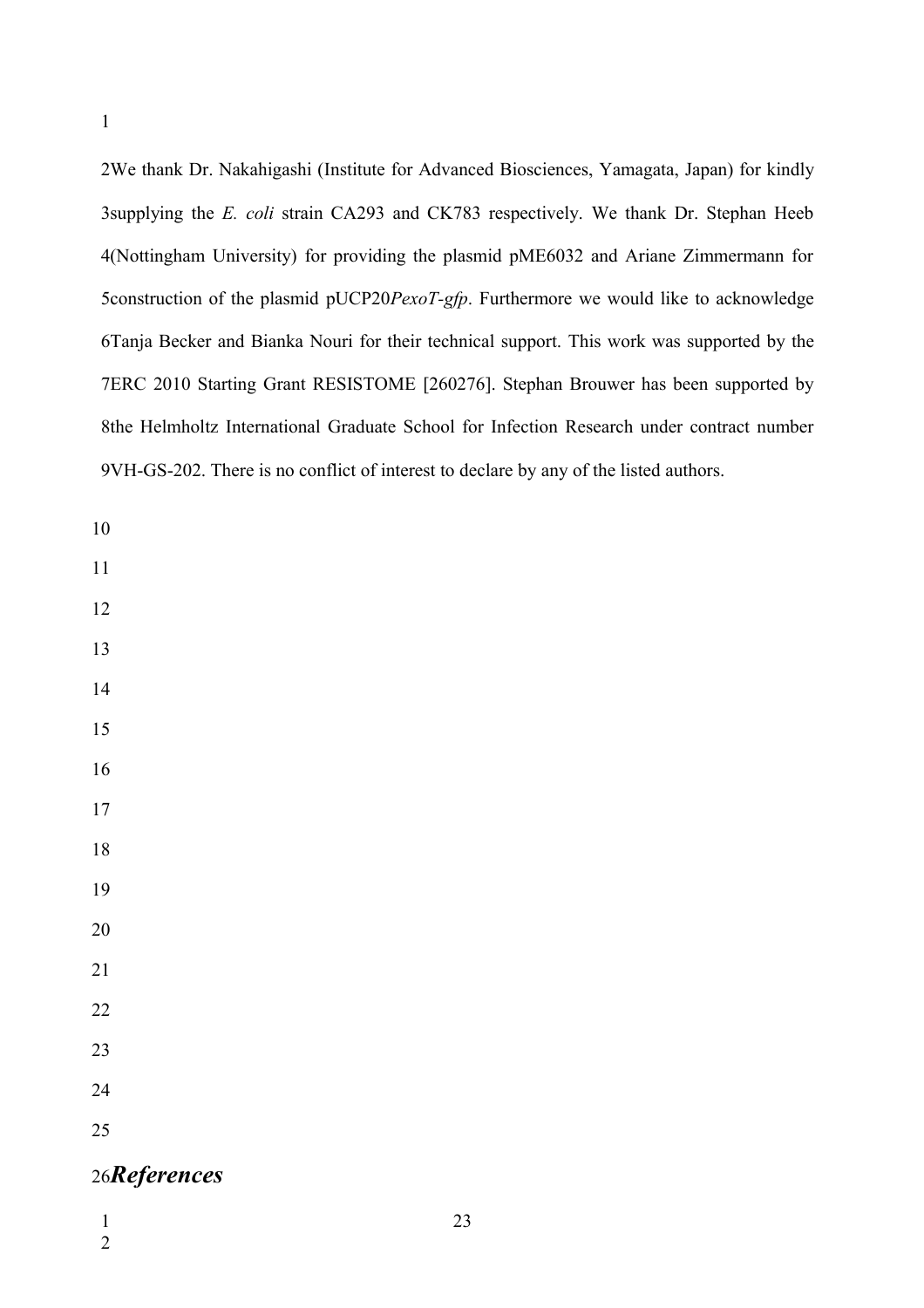We thank Dr. Nakahigashi (Institute for Advanced Biosciences, Yamagata, Japan) for kindly supplying the *E. coli* strain CA293 and CK783 respectively. We thank Dr. Stephan Heeb (Nottingham University) for providing the plasmid pME6032 and Ariane Zimmermann for construction of the plasmid pUCP20*PexoT-gfp*. Furthermore we would like to acknowledge Tanja Becker and Bianka Nouri for their technical support. This work was supported by the ERC 2010 Starting Grant RESISTOME [260276]. Stephan Brouwer has been supported by the Helmholtz International Graduate School for Infection Research under contract number VH-GS-202. There is no conflict of interest to declare by any of the listed authors.

## *References*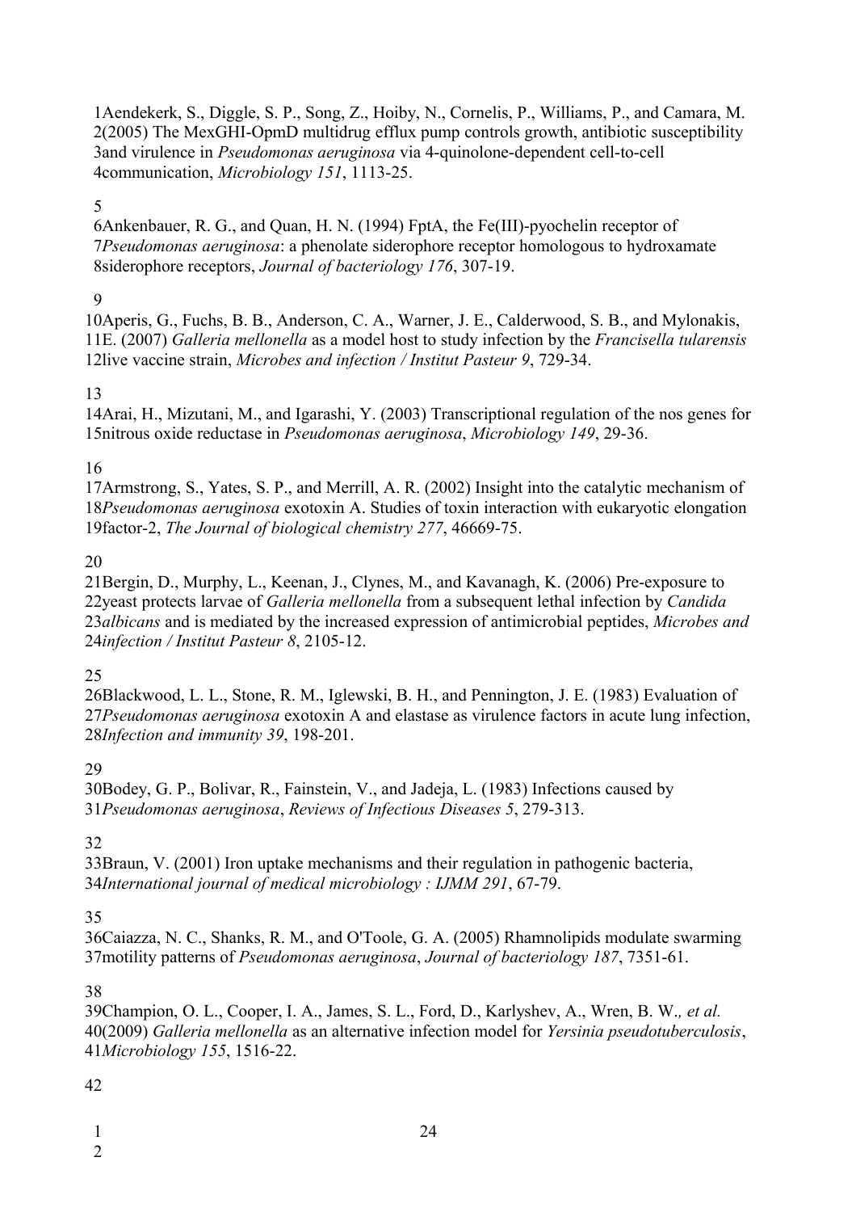Aendekerk, S., Diggle, S. P., Song, Z., Hoiby, N., Cornelis, P., Williams, P., and Camara, M. (2005) The MexGHI-OpmD multidrug efflux pump controls growth, antibiotic susceptibility and virulence in *Pseudomonas aeruginosa* via 4-quinolone-dependent cell-to-cell communication, *Microbiology 151*, 1113-25.

Ankenbauer, R. G., and Quan, H. N. (1994) FptA, the Fe(III)-pyochelin receptor of *Pseudomonas aeruginosa*: a phenolate siderophore receptor homologous to hydroxamate siderophore receptors, *Journal of bacteriology 176*, 307-19.

Aperis, G., Fuchs, B. B., Anderson, C. A., Warner, J. E., Calderwood, S. B., and Mylonakis, E. (2007) *Galleria mellonella* as a model host to study infection by the *Francisella tularensis* live vaccine strain, *Microbes and infection / Institut Pasteur 9*, 729-34.

Arai, H., Mizutani, M., and Igarashi, Y. (2003) Transcriptional regulation of the nos genes for nitrous oxide reductase in *Pseudomonas aeruginosa*, *Microbiology 149*, 29-36.

Armstrong, S., Yates, S. P., and Merrill, A. R. (2002) Insight into the catalytic mechanism of *Pseudomonas aeruginosa* exotoxin A. Studies of toxin interaction with eukaryotic elongation factor-2, *The Journal of biological chemistry 277*, 46669-75.

Bergin, D., Murphy, L., Keenan, J., Clynes, M., and Kavanagh, K. (2006) Pre-exposure to yeast protects larvae of *Galleria mellonella* from a subsequent lethal infection by *Candida albicans* and is mediated by the increased expression of antimicrobial peptides, *Microbes and infection / Institut Pasteur 8*, 2105-12.

Blackwood, L. L., Stone, R. M., Iglewski, B. H., and Pennington, J. E. (1983) Evaluation of *Pseudomonas aeruginosa* exotoxin A and elastase as virulence factors in acute lung infection, *Infection and immunity 39*, 198-201.

Bodey, G. P., Bolivar, R., Fainstein, V., and Jadeja, L. (1983) Infections caused by *Pseudomonas aeruginosa*, *Reviews of Infectious Diseases 5*, 279-313.

Braun, V. (2001) Iron uptake mechanisms and their regulation in pathogenic bacteria, *International journal of medical microbiology : IJMM 291*, 67-79.

Caiazza, N. C., Shanks, R. M., and O'Toole, G. A. (2005) Rhamnolipids modulate swarming motility patterns of *Pseudomonas aeruginosa*, *Journal of bacteriology 187*, 7351-61.

Champion, O. L., Cooper, I. A., James, S. L., Ford, D., Karlyshev, A., Wren, B. W*., et al.* (2009) *Galleria mellonella* as an alternative infection model for *Yersinia pseudotuberculosis*, *Microbiology 155*, 1516-22.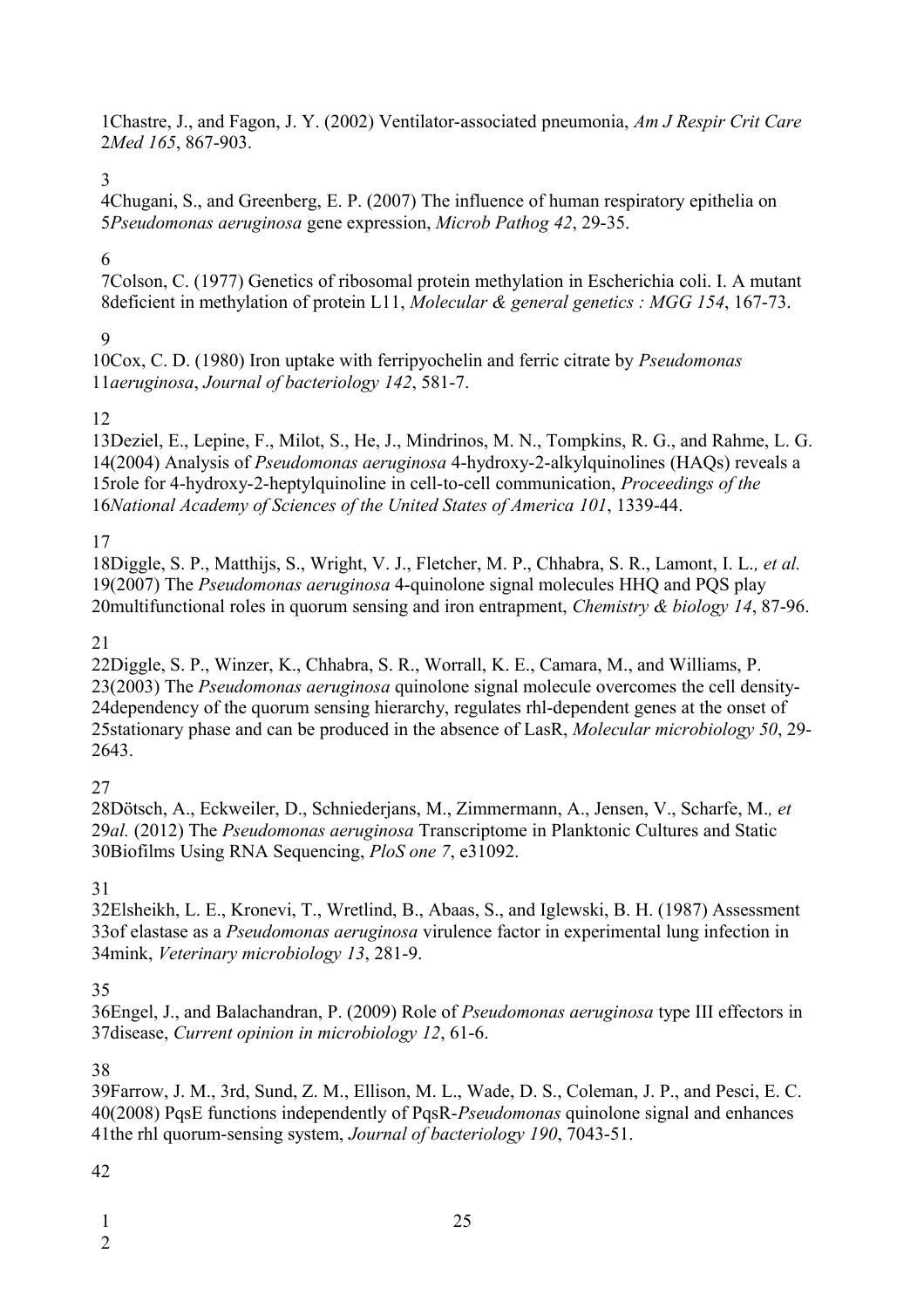Chastre, J., and Fagon, J. Y. (2002) Ventilator-associated pneumonia, *Am J Respir Crit Care Med 165*, 867-903.

Chugani, S., and Greenberg, E. P. (2007) The influence of human respiratory epithelia on *Pseudomonas aeruginosa* gene expression, *Microb Pathog 42*, 29-35.

Colson, C. (1977) Genetics of ribosomal protein methylation in Escherichia coli. I. A mutant deficient in methylation of protein L11, *Molecular & general genetics : MGG 154*, 167-73.

Cox, C. D. (1980) Iron uptake with ferripyochelin and ferric citrate by *Pseudomonas aeruginosa*, *Journal of bacteriology 142*, 581-7.

Deziel, E., Lepine, F., Milot, S., He, J., Mindrinos, M. N., Tompkins, R. G., and Rahme, L. G. (2004) Analysis of *Pseudomonas aeruginosa* 4-hydroxy-2-alkylquinolines (HAQs) reveals a role for 4-hydroxy-2-heptylquinoline in cell-to-cell communication, *Proceedings of the National Academy of Sciences of the United States of America 101*, 1339-44.

Diggle, S. P., Matthijs, S., Wright, V. J., Fletcher, M. P., Chhabra, S. R., Lamont, I. L.*, et al.* (2007) The *Pseudomonas aeruginosa* 4-quinolone signal molecules HHQ and PQS play multifunctional roles in quorum sensing and iron entrapment, *Chemistry & biology 14*, 87-96.

Diggle, S. P., Winzer, K., Chhabra, S. R., Worrall, K. E., Camara, M., and Williams, P. (2003) The *Pseudomonas aeruginosa* quinolone signal molecule overcomes the cell density-dependency of the quorum sensing hierarchy, regulates rhl-dependent genes at the onset of stationary phase and can be produced in the absence of LasR, *Molecular microbiology 50*, 29-43.

Dötsch, A., Eckweiler, D., Schniederjans, M., Zimmermann, A., Jensen, V., Scharfe, M.*, et al.* (2012) The *Pseudomonas aeruginosa* Transcriptome in Planktonic Cultures and Static Biofilms Using RNA Sequencing, *PloS one 7*, e31092.

Elsheikh, L. E., Kronevi, T., Wretlind, B., Abaas, S., and Iglewski, B. H. (1987) Assessment of elastase as a *Pseudomonas aeruginosa* virulence factor in experimental lung infection in mink, *Veterinary microbiology 13*, 281-9.

Engel, J., and Balachandran, P. (2009) Role of *Pseudomonas aeruginosa* type III effectors in disease, *Current opinion in microbiology 12*, 61-6.

Farrow, J. M., 3rd, Sund, Z. M., Ellison, M. L., Wade, D. S., Coleman, J. P., and Pesci, E. C. (2008) PqsE functions independently of PqsR-*Pseudomonas* quinolone signal and enhances the rhl quorum-sensing system, *Journal of bacteriology 190*, 7043-51.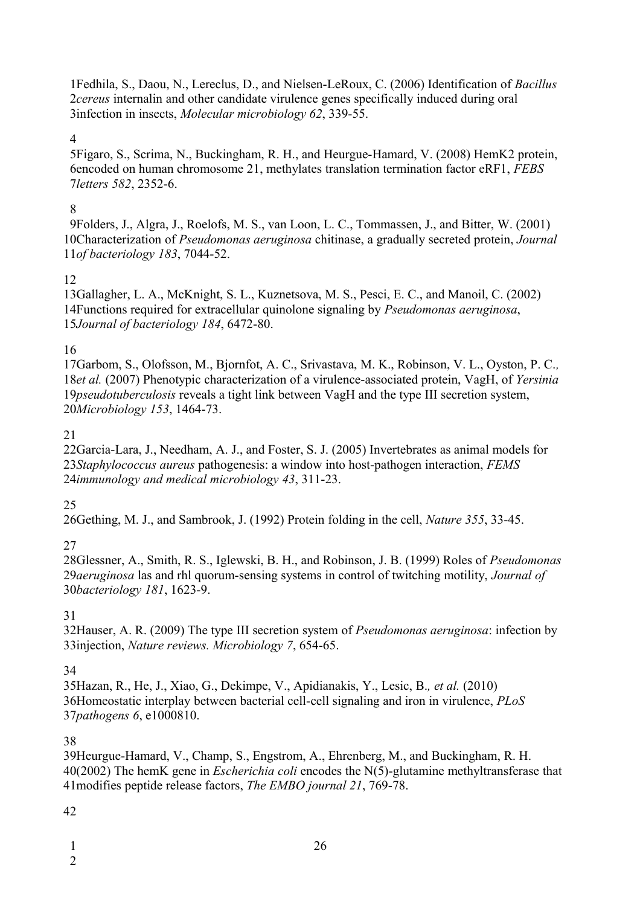Fedhila, S., Daou, N., Lereclus, D., and Nielsen-LeRoux, C. (2006) Identification of *Bacillus cereus* internalin and other candidate virulence genes specifically induced during oral infection in insects, *Molecular microbiology 62*, 339-55.

Figaro, S., Scrima, N., Buckingham, R. H., and Heurgue-Hamard, V. (2008) HemK2 protein, encoded on human chromosome 21, methylates translation termination factor eRF1, *FEBS letters 582*, 2352-6.

Folders, J., Algra, J., Roelofs, M. S., van Loon, L. C., Tommassen, J., and Bitter, W. (2001) Characterization of *Pseudomonas aeruginosa* chitinase, a gradually secreted protein, *Journal of bacteriology 183*, 7044-52.

Gallagher, L. A., McKnight, S. L., Kuznetsova, M. S., Pesci, E. C., and Manoil, C. (2002) Functions required for extracellular quinolone signaling by *Pseudomonas aeruginosa*, *Journal of bacteriology 184*, 6472-80.

Garbom, S., Olofsson, M., Bjornfot, A. C., Srivastava, M. K., Robinson, V. L., Oyston, P. C.*, et al.* (2007) Phenotypic characterization of a virulence-associated protein, VagH, of *Yersinia pseudotuberculosis* reveals a tight link between VagH and the type III secretion system, *Microbiology 153*, 1464-73.

Garcia-Lara, J., Needham, A. J., and Foster, S. J. (2005) Invertebrates as animal models for *Staphylococcus aureus* pathogenesis: a window into host-pathogen interaction, *FEMS immunology and medical microbiology 43*, 311-23.

Gething, M. J., and Sambrook, J. (1992) Protein folding in the cell, *Nature 355*, 33-45.

Glessner, A., Smith, R. S., Iglewski, B. H., and Robinson, J. B. (1999) Roles of *Pseudomonas aeruginosa* las and rhl quorum-sensing systems in control of twitching motility, *Journal of bacteriology 181*, 1623-9.

Hauser, A. R. (2009) The type III secretion system of *Pseudomonas aeruginosa*: infection by injection, *Nature reviews. Microbiology 7*, 654-65.

Hazan, R., He, J., Xiao, G., Dekimpe, V., Apidianakis, Y., Lesic, B.*, et al.* (2010) Homeostatic interplay between bacterial cell-cell signaling and iron in virulence, *PLoS pathogens 6*, e1000810.

Heurgue-Hamard, V., Champ, S., Engstrom, A., Ehrenberg, M., and Buckingham, R. H. (2002) The hemK gene in *Escherichia coli* encodes the N(5)-glutamine methyltransferase that modifies peptide release factors, *The EMBO journal 21*, 769-78.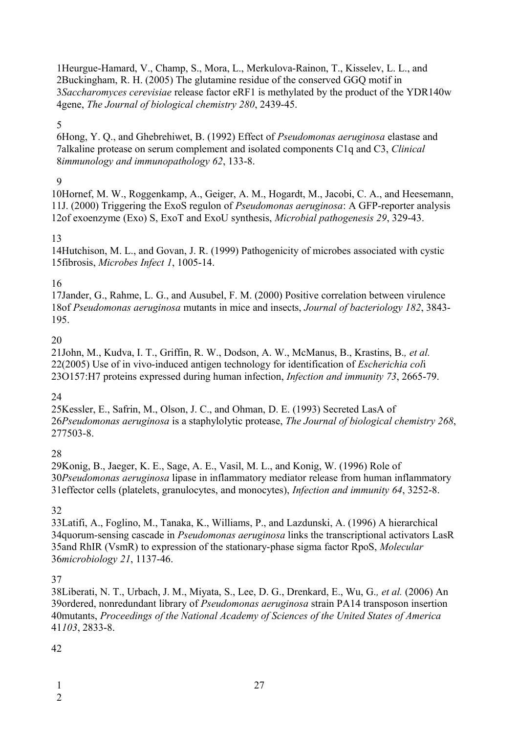Heurgue-Hamard, V., Champ, S., Mora, L., Merkulova-Rainon, T., Kisselev, L. L., and Buckingham, R. H. (2005) The glutamine residue of the conserved GGQ motif in *Saccharomyces cerevisiae* release factor eRF1 is methylated by the product of the YDR140w gene, *The Journal of biological chemistry 280*, 2439-45.

Hong, Y. Q., and Ghebrehiwet, B. (1992) Effect of *Pseudomonas aeruginosa* elastase and alkaline protease on serum complement and isolated components C1q and C3, *Clinical immunology and immunopathology 62*, 133-8.

Hornef, M. W., Roggenkamp, A., Geiger, A. M., Hogardt, M., Jacobi, C. A., and Heesemann, J. (2000) Triggering the ExoS regulon of *Pseudomonas aeruginosa*: A GFP-reporter analysis of exoenzyme (Exo) S, ExoT and ExoU synthesis, *Microbial pathogenesis 29*, 329-43.

Hutchison, M. L., and Govan, J. R. (1999) Pathogenicity of microbes associated with cystic fibrosis, *Microbes Infect 1*, 1005-14.

Jander, G., Rahme, L. G., and Ausubel, F. M. (2000) Positive correlation between virulence of *Pseudomonas aeruginosa* mutants in mice and insects, *Journal of bacteriology 182*, 3843-195.

John, M., Kudva, I. T., Griffin, R. W., Dodson, A. W., McManus, B., Krastins, B.*, et al.* (2005) Use of in vivo-induced antigen technology for identification of *Escherichia coli* O157:H7 proteins expressed during human infection, *Infection and immunity 73*, 2665-79.

Kessler, E., Safrin, M., Olson, J. C., and Ohman, D. E. (1993) Secreted LasA of *Pseudomonas aeruginosa* is a staphylolytic protease, *The Journal of biological chemistry 268*, 7503-8.

Konig, B., Jaeger, K. E., Sage, A. E., Vasil, M. L., and Konig, W. (1996) Role of *Pseudomonas aeruginosa* lipase in inflammatory mediator release from human inflammatory effector cells (platelets, granulocytes, and monocytes), *Infection and immunity 64*, 3252-8.

Latifi, A., Foglino, M., Tanaka, K., Williams, P., and Lazdunski, A. (1996) A hierarchical quorum-sensing cascade in *Pseudomonas aeruginosa* links the transcriptional activators LasR and RhIR (VsmR) to expression of the stationary-phase sigma factor RpoS, *Molecular microbiology 21*, 1137-46.

Liberati, N. T., Urbach, J. M., Miyata, S., Lee, D. G., Drenkard, E., Wu, G.*, et al.* (2006) An ordered, nonredundant library of *Pseudomonas aeruginosa* strain PA14 transposon insertion mutants, *Proceedings of the National Academy of Sciences of the United States of America 103*, 2833-8.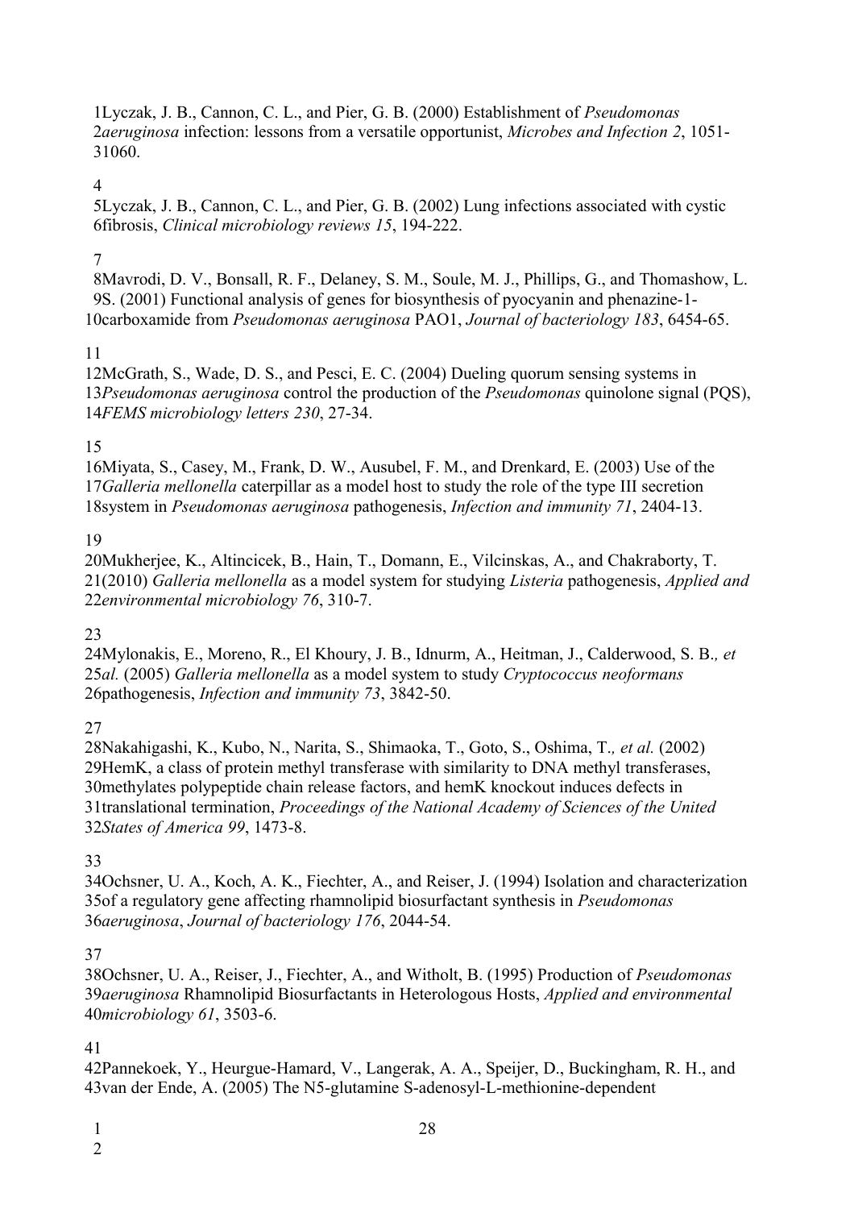Lyczak, J. B., Cannon, C. L., and Pier, G. B. (2000) Establishment of *Pseudomonas aeruginosa* infection: lessons from a versatile opportunist, *Microbes and Infection 2*, 1051-1060.

Lyczak, J. B., Cannon, C. L., and Pier, G. B. (2002) Lung infections associated with cystic fibrosis, *Clinical microbiology reviews 15*, 194-222.

Mavrodi, D. V., Bonsall, R. F., Delaney, S. M., Soule, M. J., Phillips, G., and Thomashow, L. S. (2001) Functional analysis of genes for biosynthesis of pyocyanin and phenazine-1-carboxamide from *Pseudomonas aeruginosa* PAO1, *Journal of bacteriology 183*, 6454-65.

McGrath, S., Wade, D. S., and Pesci, E. C. (2004) Dueling quorum sensing systems in *Pseudomonas aeruginosa* control the production of the *Pseudomonas* quinolone signal (PQS), *FEMS microbiology letters 230*, 27-34.

Miyata, S., Casey, M., Frank, D. W., Ausubel, F. M., and Drenkard, E. (2003) Use of the *Galleria mellonella* caterpillar as a model host to study the role of the type III secretion system in *Pseudomonas aeruginosa* pathogenesis, *Infection and immunity 71*, 2404-13.

Mukherjee, K., Altincicek, B., Hain, T., Domann, E., Vilcinskas, A., and Chakraborty, T. (2010) *Galleria mellonella* as a model system for studying *Listeria* pathogenesis, *Applied and environmental microbiology 76*, 310-7.

Mylonakis, E., Moreno, R., El Khoury, J. B., Idnurm, A., Heitman, J., Calderwood, S. B.*, et al.* (2005) *Galleria mellonella* as a model system to study *Cryptococcus neoformans* pathogenesis, *Infection and immunity 73*, 3842-50.

Nakahigashi, K., Kubo, N., Narita, S., Shimaoka, T., Goto, S., Oshima, T.*, et al.* (2002) HemK, a class of protein methyl transferase with similarity to DNA methyl transferases, methylates polypeptide chain release factors, and hemK knockout induces defects in translational termination, *Proceedings of the National Academy of Sciences of the United States of America 99*, 1473-8.

Ochsner, U. A., Koch, A. K., Fiechter, A., and Reiser, J. (1994) Isolation and characterization of a regulatory gene affecting rhamnolipid biosurfactant synthesis in *Pseudomonas aeruginosa*, *Journal of bacteriology 176*, 2044-54.

Ochsner, U. A., Reiser, J., Fiechter, A., and Witholt, B. (1995) Production of *Pseudomonas aeruginosa* Rhamnolipid Biosurfactants in Heterologous Hosts, *Applied and environmental microbiology 61*, 3503-6.

Pannekoek, Y., Heurgue-Hamard, V., Langerak, A. A., Speijer, D., Buckingham, R. H., and van der Ende, A. (2005) The N5-glutamine S-adenosyl-L-methionine-dependent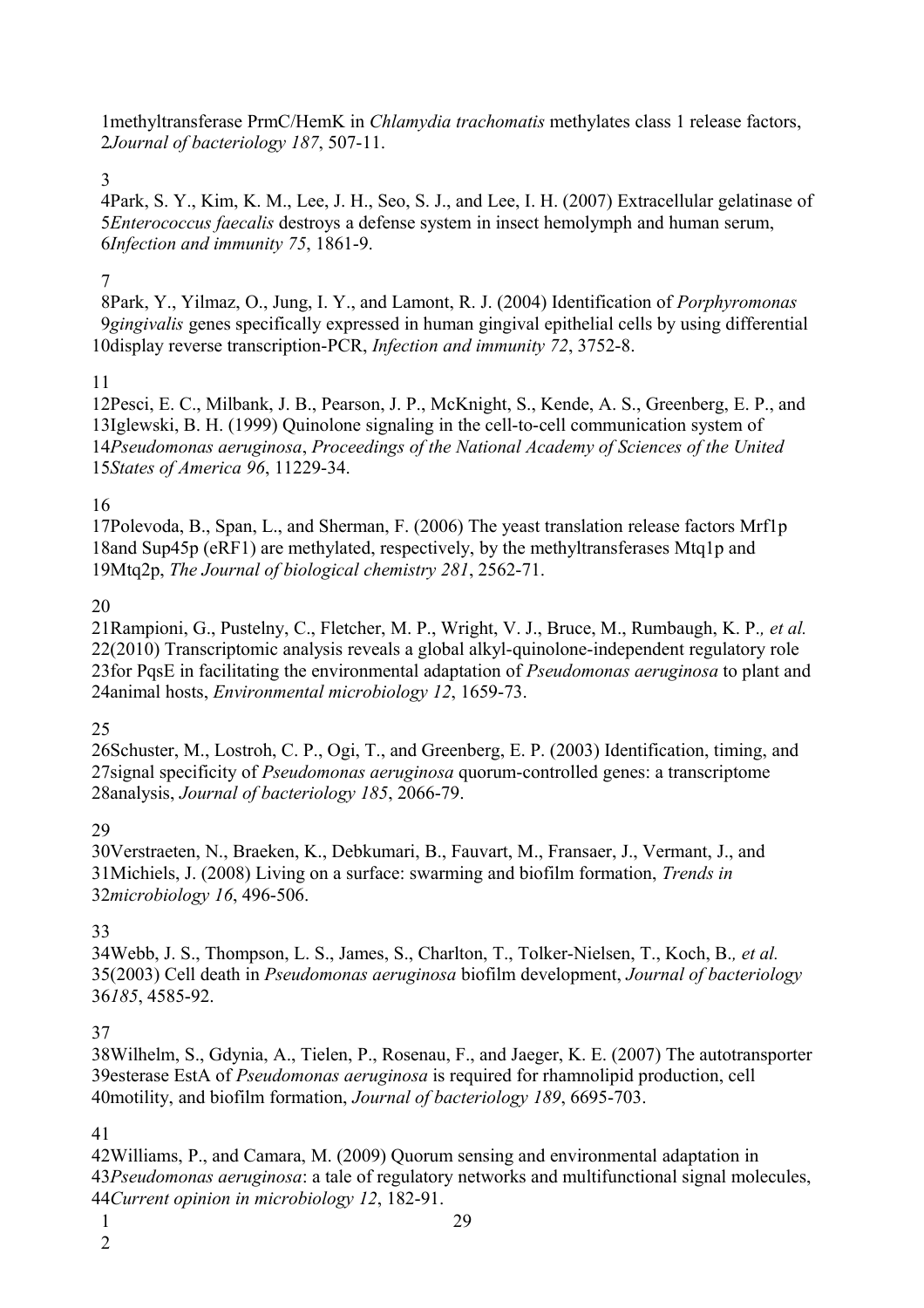methyltransferase PrmC/HemK in *Chlamydia trachomatis* methylates class 1 release factors, *Journal of bacteriology 187*, 507-11.

Park, S. Y., Kim, K. M., Lee, J. H., Seo, S. J., and Lee, I. H. (2007) Extracellular gelatinase of *Enterococcus faecalis* destroys a defense system in insect hemolymph and human serum, *Infection and immunity 75*, 1861-9.

Park, Y., Yilmaz, O., Jung, I. Y., and Lamont, R. J. (2004) Identification of *Porphyromonas gingivalis* genes specifically expressed in human gingival epithelial cells by using differential display reverse transcription-PCR, *Infection and immunity 72*, 3752-8.

Pesci, E. C., Milbank, J. B., Pearson, J. P., McKnight, S., Kende, A. S., Greenberg, E. P., and Iglewski, B. H. (1999) Quinolone signaling in the cell-to-cell communication system of *Pseudomonas aeruginosa*, *Proceedings of the National Academy of Sciences of the United States of America 96*, 11229-34.

Polevoda, B., Span, L., and Sherman, F. (2006) The yeast translation release factors Mrf1p and Sup45p (eRF1) are methylated, respectively, by the methyltransferases Mtq1p and Mtq2p, *The Journal of biological chemistry 281*, 2562-71.

Rampioni, G., Pustelny, C., Fletcher, M. P., Wright, V. J., Bruce, M., Rumbaugh, K. P.*, et al.* (2010) Transcriptomic analysis reveals a global alkyl-quinolone-independent regulatory role for PqsE in facilitating the environmental adaptation of *Pseudomonas aeruginosa* to plant and animal hosts, *Environmental microbiology 12*, 1659-73.

Schuster, M., Lostroh, C. P., Ogi, T., and Greenberg, E. P. (2003) Identification, timing, and signal specificity of *Pseudomonas aeruginosa* quorum-controlled genes: a transcriptome analysis, *Journal of bacteriology 185*, 2066-79.

Verstraeten, N., Braeken, K., Debkumari, B., Fauvart, M., Fransaer, J., Vermant, J., and Michiels, J. (2008) Living on a surface: swarming and biofilm formation, *Trends in microbiology 16*, 496-506.

Webb, J. S., Thompson, L. S., James, S., Charlton, T., Tolker-Nielsen, T., Koch, B.*, et al.* (2003) Cell death in *Pseudomonas aeruginosa* biofilm development, *Journal of bacteriology 185*, 4585-92.

Wilhelm, S., Gdynia, A., Tielen, P., Rosenau, F., and Jaeger, K. E. (2007) The autotransporter esterase EstA of *Pseudomonas aeruginosa* is required for rhamnolipid production, cell motility, and biofilm formation, *Journal of bacteriology 189*, 6695-703.

Williams, P., and Camara, M. (2009) Quorum sensing and environmental adaptation in *Pseudomonas aeruginosa*: a tale of regulatory networks and multifunctional signal molecules, *Current opinion in microbiology 12*, 182-91.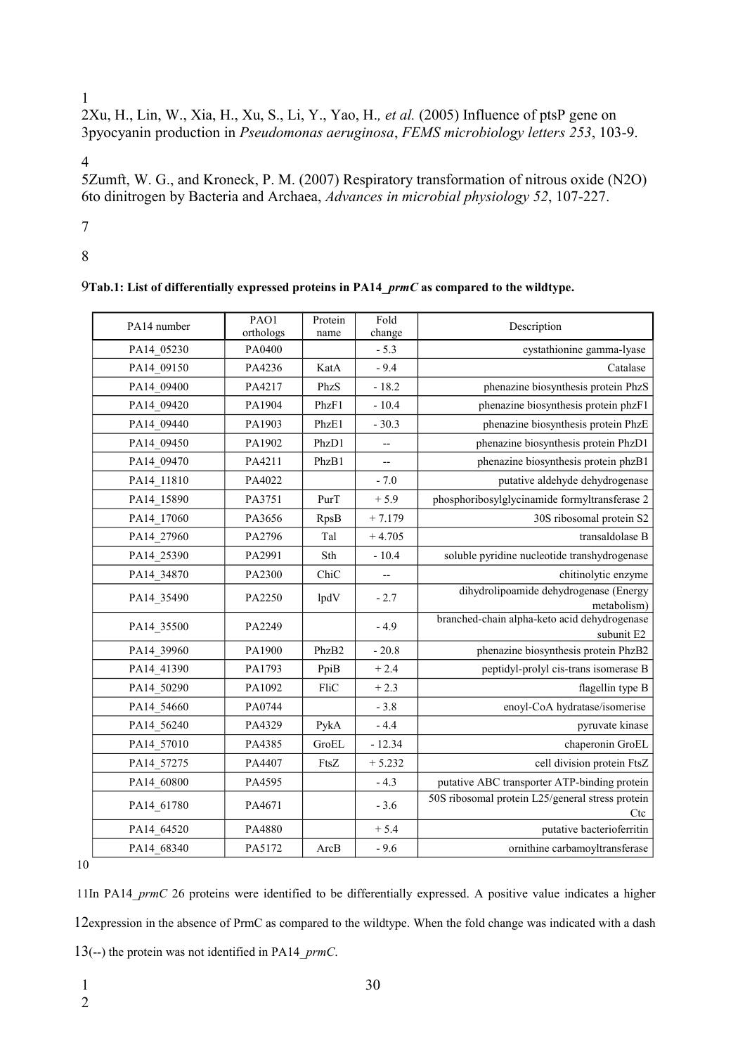Xu, H., Lin, W., Xia, H., Xu, S., Li, Y., Yao, H., *et al.* (2005) Influence of ptsP gene on pyocyanin production in *Pseudomonas aeruginosa*, *FEMS microbiology letters 253*, 103-9.

Zumft, W. G., and Kroneck, P. M. (2007) Respiratory transformation of nitrous oxide (N2O) to dinitrogen by Bacteria and Archaea, *Advances in microbial physiology 52*, 107-227.

**Tab.1: List of differentially expressed proteins in PA14_*prmC* as compared to the wildtype.**

| PA14 number | PAO1 orthologs | Protein name | Fold change | Description |
|---|---|---|---|---|
| PA14_05230 | PA0400 | | - 5.3 | cystathionine gamma-lyase |
| PA14_09150 | PA4236 | KatA | - 9.4 | Catalase |
| PA14_09400 | PA4217 | PhzS | - 18.2 | phenazine biosynthesis protein PhzS |
| PA14_09420 | PA1904 | PhzF1 | - 10.4 | phenazine biosynthesis protein phzF1 |
| PA14_09440 | PA1903 | PhzE1 | - 30.3 | phenazine biosynthesis protein PhzE |
| PA14_09450 | PA1902 | PhzD1 | -- | phenazine biosynthesis protein PhzD1 |
| PA14_09470 | PA4211 | PhzB1 | -- | phenazine biosynthesis protein phzB1 |
| PA14_11810 | PA4022 | | - 7.0 | putative aldehyde dehydrogenase |
| PA14_15890 | PA3751 | PurT | + 5.9 | phosphoribosylglycinamide formyltransferase 2 |
| PA14_17060 | PA3656 | RpsB | + 7.179 | 30S ribosomal protein S2 |
| PA14_27960 | PA2796 | Tal | + 4.705 | transaldolase B |
| PA14_25390 | PA2991 | Sth | - 10.4 | soluble pyridine nucleotide transhydrogenase |
| PA14_34870 | PA2300 | ChiC | -- | chitinolytic enzyme |
| PA14_35490 | PA2250 | lpdV | - 2.7 | dihydrolipoamide dehydrogenase (Energy metabolism) |
| PA14_35500 | PA2249 | | - 4.9 | branched-chain alpha-keto acid dehydrogenase subunit E2 |
| PA14_39960 | PA1900 | PhzB2 | - 20.8 | phenazine biosynthesis protein PhzB2 |
| PA14_41390 | PA1793 | PpiB | + 2.4 | peptidyl-prolyl cis-trans isomerase B |
| PA14_50290 | PA1092 | FliC | + 2.3 | flagellin type B |
| PA14_54660 | PA0744 | | - 3.8 | enoyl-CoA hydratase/isomerise |
| PA14_56240 | PA4329 | PykA | - 4.4 | pyruvate kinase |
| PA14_57010 | PA4385 | GroEL | - 12.34 | chaperonin GroEL |
| PA14_57275 | PA4407 | FtsZ | + 5.232 | cell division protein FtsZ |
| PA14_60800 | PA4595 | | - 4.3 | putative ABC transporter ATP-binding protein |
| PA14_61780 | PA4671 | | - 3.6 | 50S ribosomal protein L25/general stress protein Ctc |
| PA14_64520 | PA4880 | | + 5.4 | putative bacterioferritin |
| PA14_68340 | PA5172 | ArcB | - 9.6 | ornithine carbamoyltransferase |

In PA14_*prmC* 26 proteins were identified to be differentially expressed. A positive value indicates a higher expression in the absence of PrmC as compared to the wildtype. When the fold change was indicated with a dash (--) the protein was not identified in PA14_*prmC*.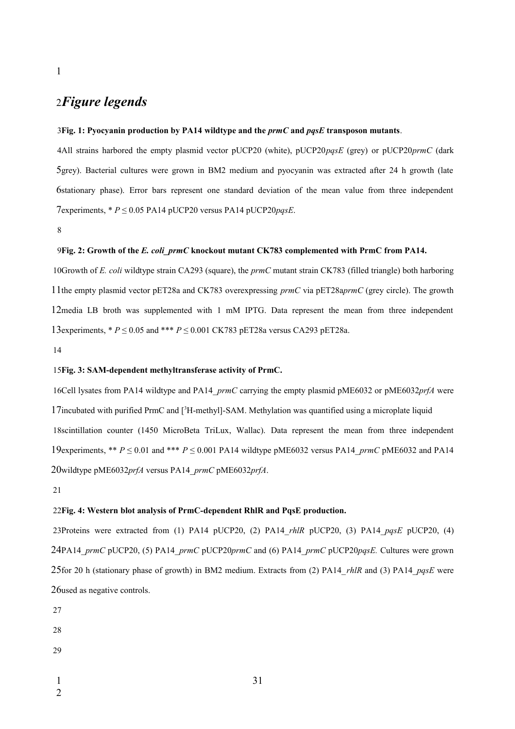## *Figure legends*

**Fig. 1: Pyocyanin production by PA14 wildtype and the *prmC* and *pqsE* transposon mutants**.

All strains harbored the empty plasmid vector pUCP20 (white), pUCP20*pqsE* (grey) or pUCP20*prmC* (dark grey). Bacterial cultures were grown in BM2 medium and pyocyanin was extracted after 24 h growth (late stationary phase). Error bars represent one standard deviation of the mean value from three independent experiments, * $P \leq 0.05$ PA14 pUCP20 versus PA14 pUCP20*pqsE*.

**Fig. 2: Growth of the *E. coli_prmC* knockout mutant CK783 complemented with PrmC from PA14.**

Growth of *E. coli* wildtype strain CA293 (square), the *prmC* mutant strain CK783 (filled triangle) both harboring the empty plasmid vector pET28a and CK783 overexpressing *prmC* via pET28a*prmC* (grey circle). The growth media LB broth was supplemented with 1 mM IPTG. Data represent the mean from three independent experiments, * $P \leq 0.05$ and *** $P \leq 0.001$ CK783 pET28a versus CA293 pET28a.

**Fig. 3: SAM-dependent methyltransferase activity of PrmC.**

Cell lysates from PA14 wildtype and PA14_*prmC* carrying the empty plasmid pME6032 or pME6032*prfA* were incubated with purified PrmC and [$^3$H-methyl]-SAM. Methylation was quantified using a microplate liquid scintillation counter (1450 MicroBeta TriLux, Wallac). Data represent the mean from three independent experiments, ** $P \leq 0.01$ and *** $P \leq 0.001$ PA14 wildtype pME6032 versus PA14_*prmC* pME6032 and PA14 wildtype pME6032*prfA* versus PA14_*prmC* pME6032*prfA*.

**Fig. 4: Western blot analysis of PrmC-dependent RhlR and PqsE production.**

Proteins were extracted from (1) PA14 pUCP20, (2) PA14_*rhlR* pUCP20, (3) PA14_*pqsE* pUCP20, (4) PA14_*prmC* pUCP20, (5) PA14_*prmC* pUCP20*prmC* and (6) PA14_*prmC* pUCP20*pqsE.* Cultures were grown for 20 h (stationary phase of growth) in BM2 medium. Extracts from (2) PA14_*rhlR* and (3) PA14_*pqsE* were used as negative controls.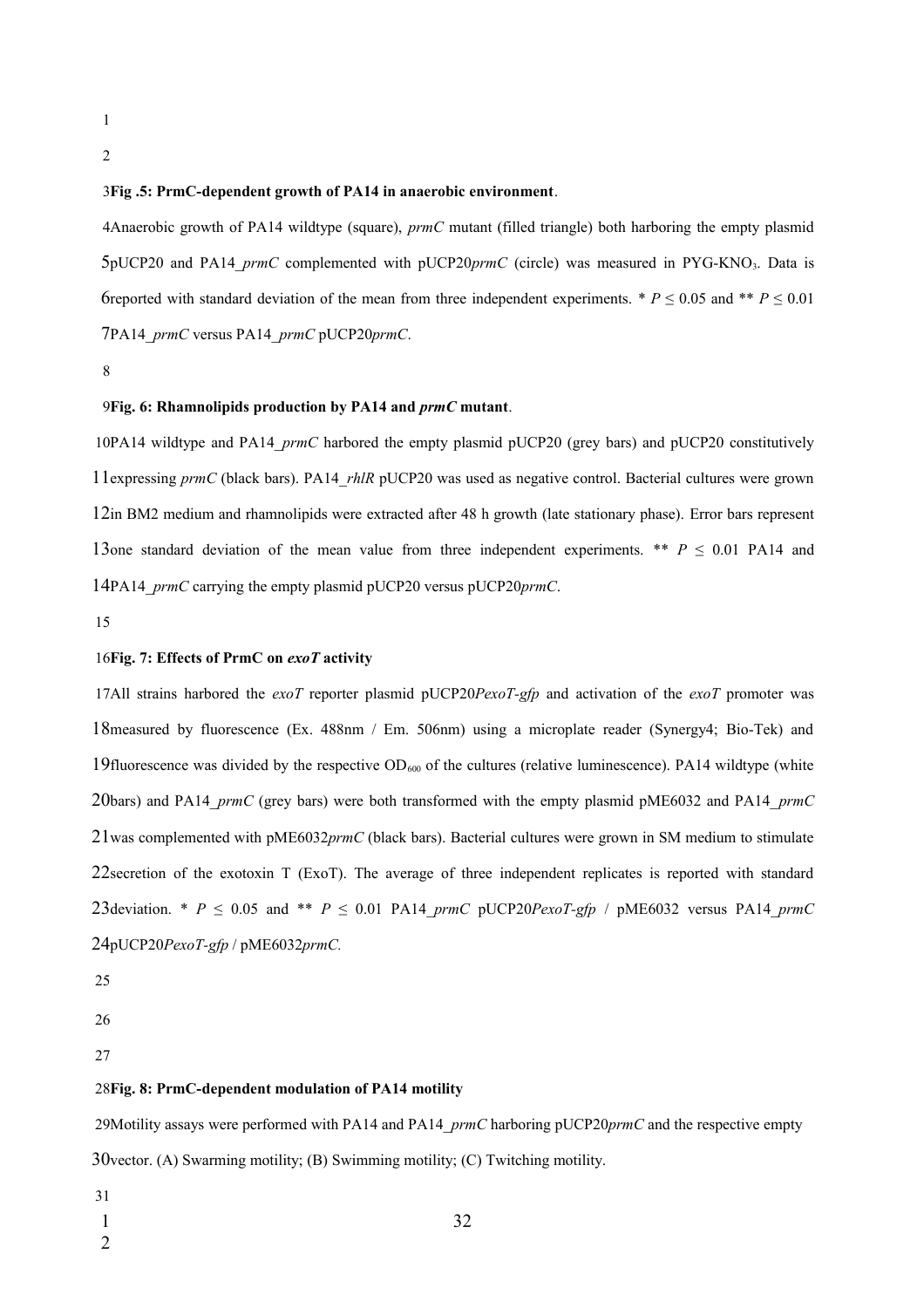**Fig .5: PrmC-dependent growth of PA14 in anaerobic environment**.

Anaerobic growth of PA14 wildtype (square), *prmC* mutant (filled triangle) both harboring the empty plasmid pUCP20 and PA14_*prmC* complemented with pUCP20*prmC* (circle) was measured in PYG-$KNO_3$. Data is reported with standard deviation of the mean from three independent experiments. * $P \leq 0.05$ and ** $P \leq 0.01$ PA14_*prmC* versus PA14_*prmC* pUCP20*prmC*.

**Fig. 6: Rhamnolipids production by PA14 and *prmC* mutant**.

PA14 wildtype and PA14_*prmC* harbored the empty plasmid pUCP20 (grey bars) and pUCP20 constitutively expressing *prmC* (black bars). PA14_*rhlR* pUCP20 was used as negative control. Bacterial cultures were grown in BM2 medium and rhamnolipids were extracted after 48 h growth (late stationary phase). Error bars represent one standard deviation of the mean value from three independent experiments. ** $P \leq 0.01$ PA14 and PA14_*prmC* carrying the empty plasmid pUCP20 versus pUCP20*prmC*.

**Fig. 7: Effects of PrmC on *exoT* activity**

All strains harbored the *exoT* reporter plasmid pUCP20*PexoT-gfp* and activation of the *exoT* promoter was measured by fluorescence (Ex. 488nm / Em. 506nm) using a microplate reader (Synergy4; Bio-Tek) and fluorescence was divided by the respective $OD_{600}$ of the cultures (relative luminescence). PA14 wildtype (white bars) and PA14_*prmC* (grey bars) were both transformed with the empty plasmid pME6032 and PA14_*prmC* was complemented with pME6032*prmC* (black bars). Bacterial cultures were grown in SM medium to stimulate secretion of the exotoxin T (ExoT). The average of three independent replicates is reported with standard deviation. * $P \leq 0.05$ and ** $P \leq 0.01$ PA14_*prmC* pUCP20*PexoT-gfp* / pME6032 versus PA14_*prmC* pUCP20*PexoT-gfp* / pME6032*prmC.*

**Fig. 8: PrmC-dependent modulation of PA14 motility**

Motility assays were performed with PA14 and PA14_*prmC* harboring pUCP20*prmC* and the respective empty vector. (A) Swarming motility; (B) Swimming motility; (C) Twitching motility.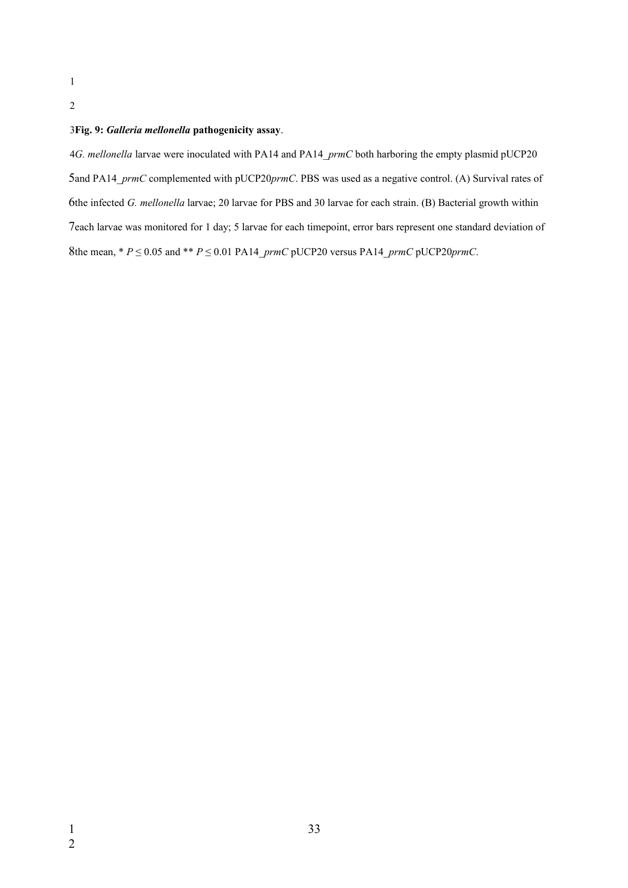**Fig. 9: *Galleria mellonella* pathogenicity assay**.

*G. mellonella* larvae were inoculated with PA14 and PA14_*prmC* both harboring the empty plasmid pUCP20 and PA14_*prmC* complemented with pUCP20*prmC*. PBS was used as a negative control. (A) Survival rates of the infected *G. mellonella* larvae; 20 larvae for PBS and 30 larvae for each strain. (B) Bacterial growth within each larvae was monitored for 1 day; 5 larvae for each timepoint, error bars represent one standard deviation of the mean, * $P \leq 0.05$ and ** $P \leq 0.01$ PA14_*prmC* pUCP20 versus PA14_*prmC* pUCP20*prmC*.